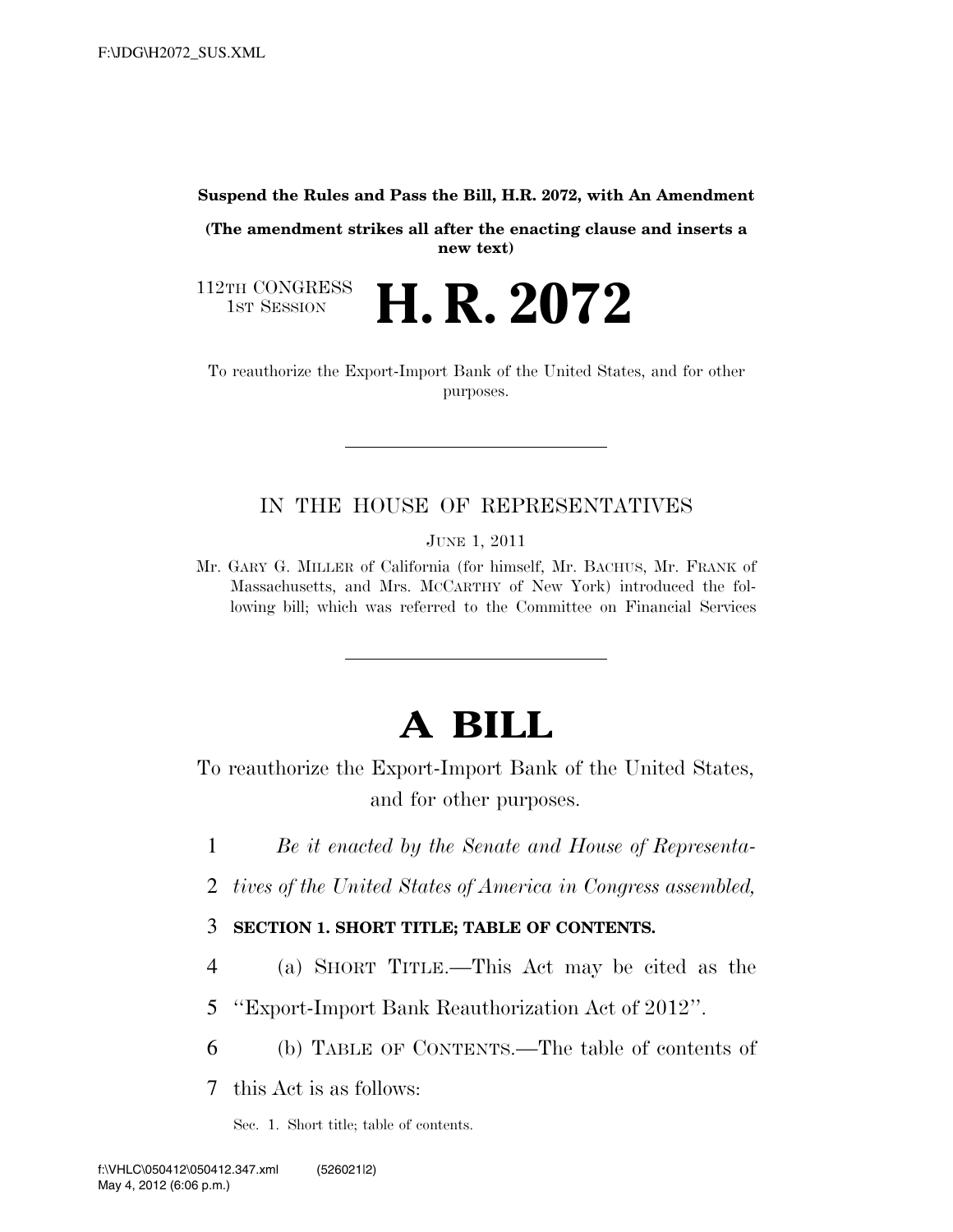**Suspend the Rules and Pass the Bill, H.R. 2072, with An Amendment**

**(The amendment strikes all after the enacting clause and inserts a new text)**

112TH CONGRESS
1ST SESSION

# H. R. 2072

To reauthorize the Export-Import Bank of the United States, and for other purposes.

---

IN THE HOUSE OF REPRESENTATIVES

JUNE 1, 2011

Mr. GARY G. MILLER of California (for himself, Mr. BACHUS, Mr. FRANK of Massachusetts, and Mrs. MCCARTHY of New York) introduced the following bill; which was referred to the Committee on Financial Services

---

# A BILL

To reauthorize the Export-Import Bank of the United States, and for other purposes.

1 *Be it enacted by the Senate and House of Representa-*
2 *tives of the United States of America in Congress assembled,*

3 **SECTION 1. SHORT TITLE; TABLE OF CONTENTS.**

4 (a) SHORT TITLE.—This Act may be cited as the
5 "Export-Import Bank Reauthorization Act of 2012".

6 (b) TABLE OF CONTENTS.—The table of contents of
7 this Act is as follows:

Sec. 1. Short title; table of contents.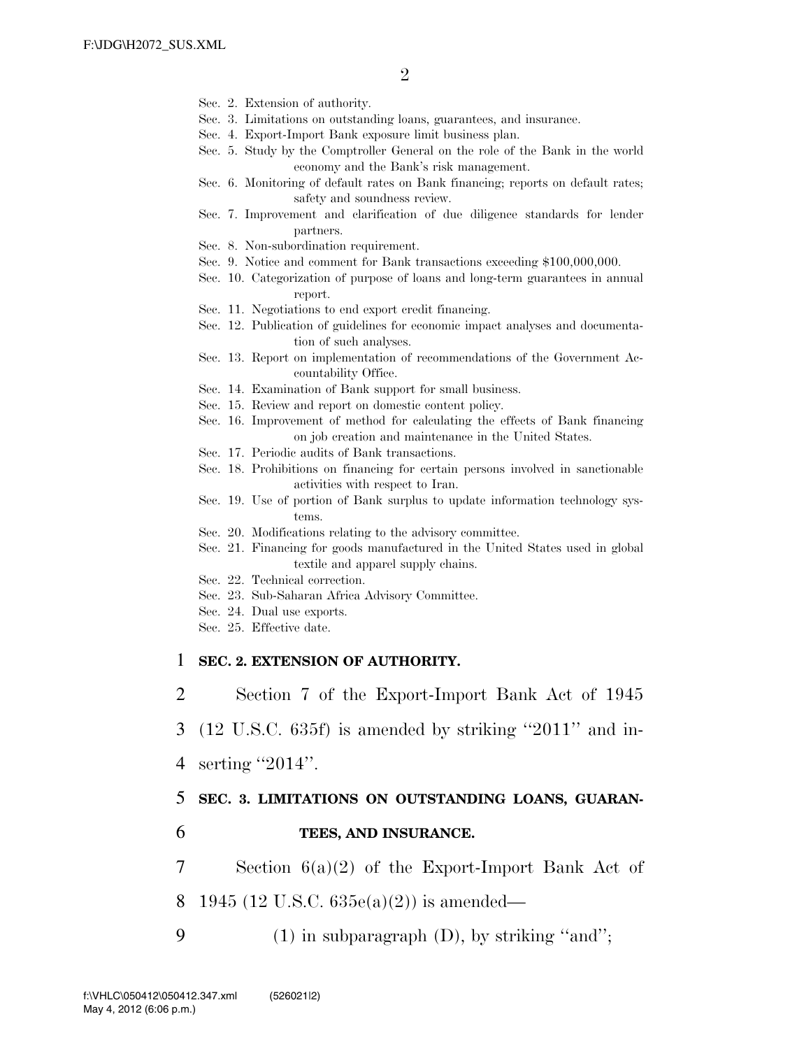Sec. 2. Extension of authority.
Sec. 3. Limitations on outstanding loans, guarantees, and insurance.
Sec. 4. Export-Import Bank exposure limit business plan.
Sec. 5. Study by the Comptroller General on the role of the Bank in the world economy and the Bank's risk management.
Sec. 6. Monitoring of default rates on Bank financing; reports on default rates; safety and soundness review.
Sec. 7. Improvement and clarification of due diligence standards for lender partners.
Sec. 8. Non-subordination requirement.
Sec. 9. Notice and comment for Bank transactions exceeding $100,000,000.
Sec. 10. Categorization of purpose of loans and long-term guarantees in annual report.
Sec. 11. Negotiations to end export credit financing.
Sec. 12. Publication of guidelines for economic impact analyses and documentation of such analyses.
Sec. 13. Report on implementation of recommendations of the Government Accountability Office.
Sec. 14. Examination of Bank support for small business.
Sec. 15. Review and report on domestic content policy.
Sec. 16. Improvement of method for calculating the effects of Bank financing on job creation and maintenance in the United States.
Sec. 17. Periodic audits of Bank transactions.
Sec. 18. Prohibitions on financing for certain persons involved in sanctionable activities with respect to Iran.
Sec. 19. Use of portion of Bank surplus to update information technology systems.
Sec. 20. Modifications relating to the advisory committee.
Sec. 21. Financing for goods manufactured in the United States used in global textile and apparel supply chains.
Sec. 22. Technical correction.
Sec. 23. Sub-Saharan Africa Advisory Committee.
Sec. 24. Dual use exports.
Sec. 25. Effective date.

**SEC. 2. EXTENSION OF AUTHORITY.**

Section 7 of the Export-Import Bank Act of 1945 (12 U.S.C. 635f) is amended by striking ''2011'' and inserting ''2014''.

**SEC. 3. LIMITATIONS ON OUTSTANDING LOANS, GUARANTEES, AND INSURANCE.**

Section 6(a)(2) of the Export-Import Bank Act of 1945 (12 U.S.C. 635e(a)(2)) is amended—

(1) in subparagraph (D), by striking ''and'';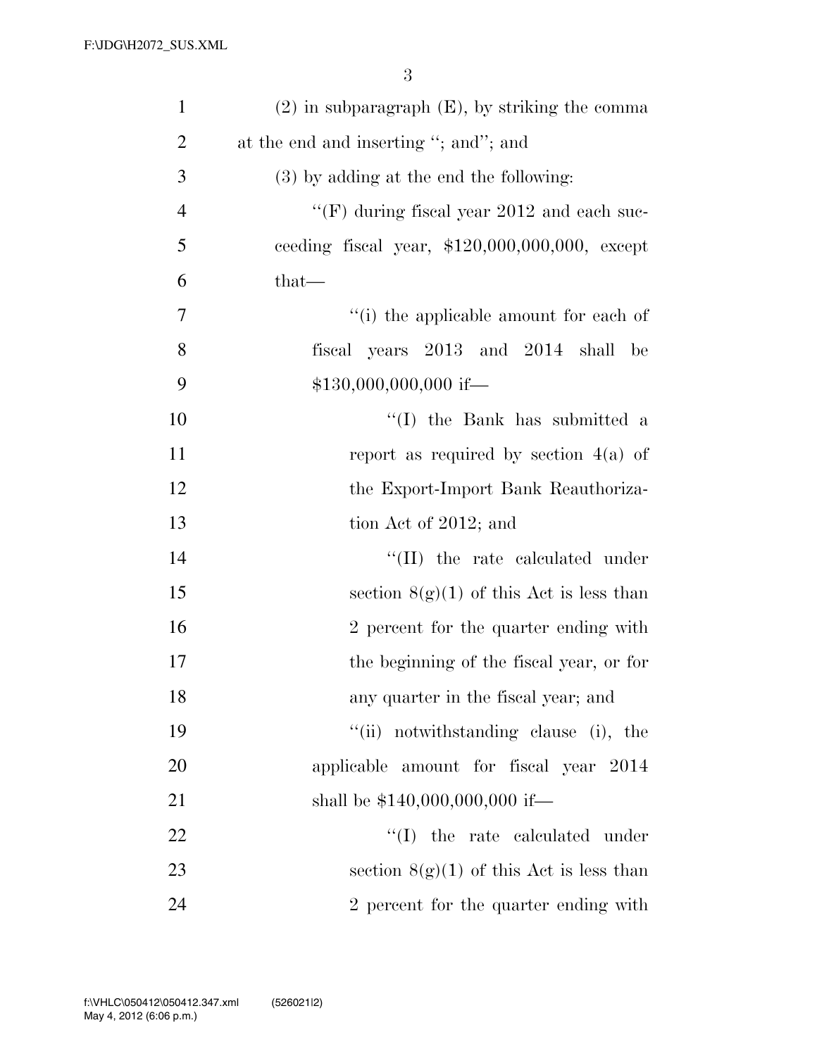(2) in subparagraph (E), by striking the comma at the end and inserting ''; and''; and

(3) by adding at the end the following:

''(F) during fiscal year 2012 and each succeeding fiscal year, $120,000,000,000, except that—

''(i) the applicable amount for each of fiscal years 2013 and 2014 shall be $130,000,000,000 if—

''(I) the Bank has submitted a report as required by section 4(a) of the Export-Import Bank Reauthorization Act of 2012; and

''(II) the rate calculated under section 8(g)(1) of this Act is less than 2 percent for the quarter ending with the beginning of the fiscal year, or for any quarter in the fiscal year; and

''(ii) notwithstanding clause (i), the applicable amount for fiscal year 2014 shall be $140,000,000,000 if—

''(I) the rate calculated under section 8(g)(1) of this Act is less than 2 percent for the quarter ending with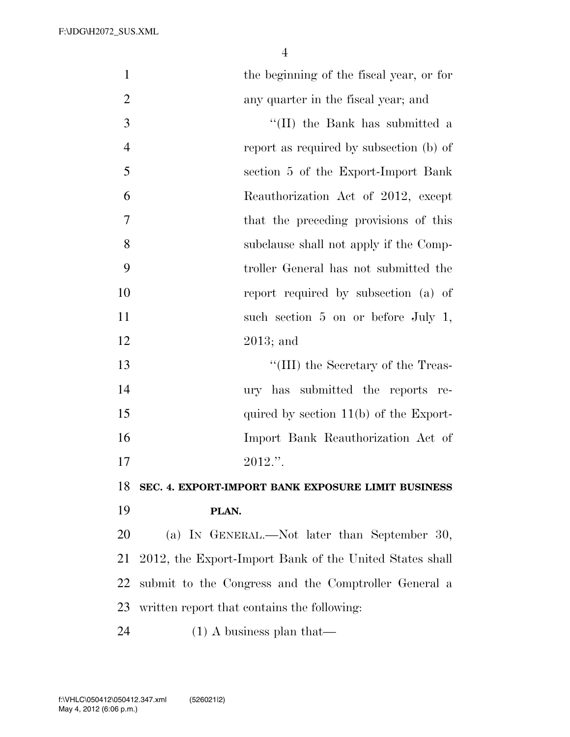the beginning of the fiscal year, or for any quarter in the fiscal year; and

''(II) the Bank has submitted a report as required by subsection (b) of section 5 of the Export-Import Bank Reauthorization Act of 2012, except that the preceding provisions of this subclause shall not apply if the Comptroller General has not submitted the report required by subsection (a) of such section 5 on or before July 1, 2013; and

''(III) the Secretary of the Treasury has submitted the reports required by section 11(b) of the Export-Import Bank Reauthorization Act of 2012.''.

**SEC. 4. EXPORT-IMPORT BANK EXPOSURE LIMIT BUSINESS PLAN.**

(a) IN GENERAL.—Not later than September 30, 2012, the Export-Import Bank of the United States shall submit to the Congress and the Comptroller General a written report that contains the following:

(1) A business plan that—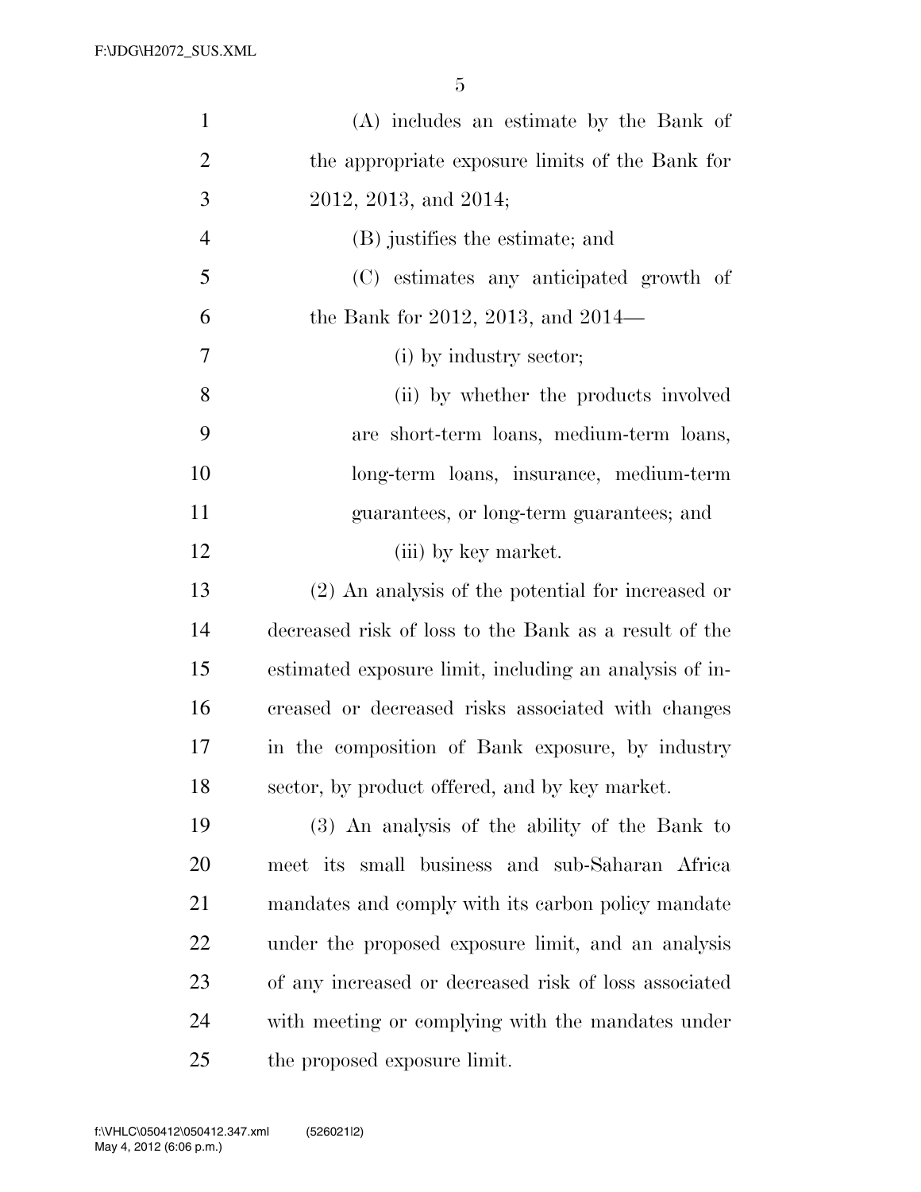(A) includes an estimate by the Bank of the appropriate exposure limits of the Bank for 2012, 2013, and 2014;

(B) justifies the estimate; and

(C) estimates any anticipated growth of the Bank for 2012, 2013, and 2014—

(i) by industry sector;

(ii) by whether the products involved are short-term loans, medium-term loans, long-term loans, insurance, medium-term guarantees, or long-term guarantees; and

(iii) by key market.

(2) An analysis of the potential for increased or decreased risk of loss to the Bank as a result of the estimated exposure limit, including an analysis of increased or decreased risks associated with changes in the composition of Bank exposure, by industry sector, by product offered, and by key market.

(3) An analysis of the ability of the Bank to meet its small business and sub-Saharan Africa mandates and comply with its carbon policy mandate under the proposed exposure limit, and an analysis of any increased or decreased risk of loss associated with meeting or complying with the mandates under the proposed exposure limit.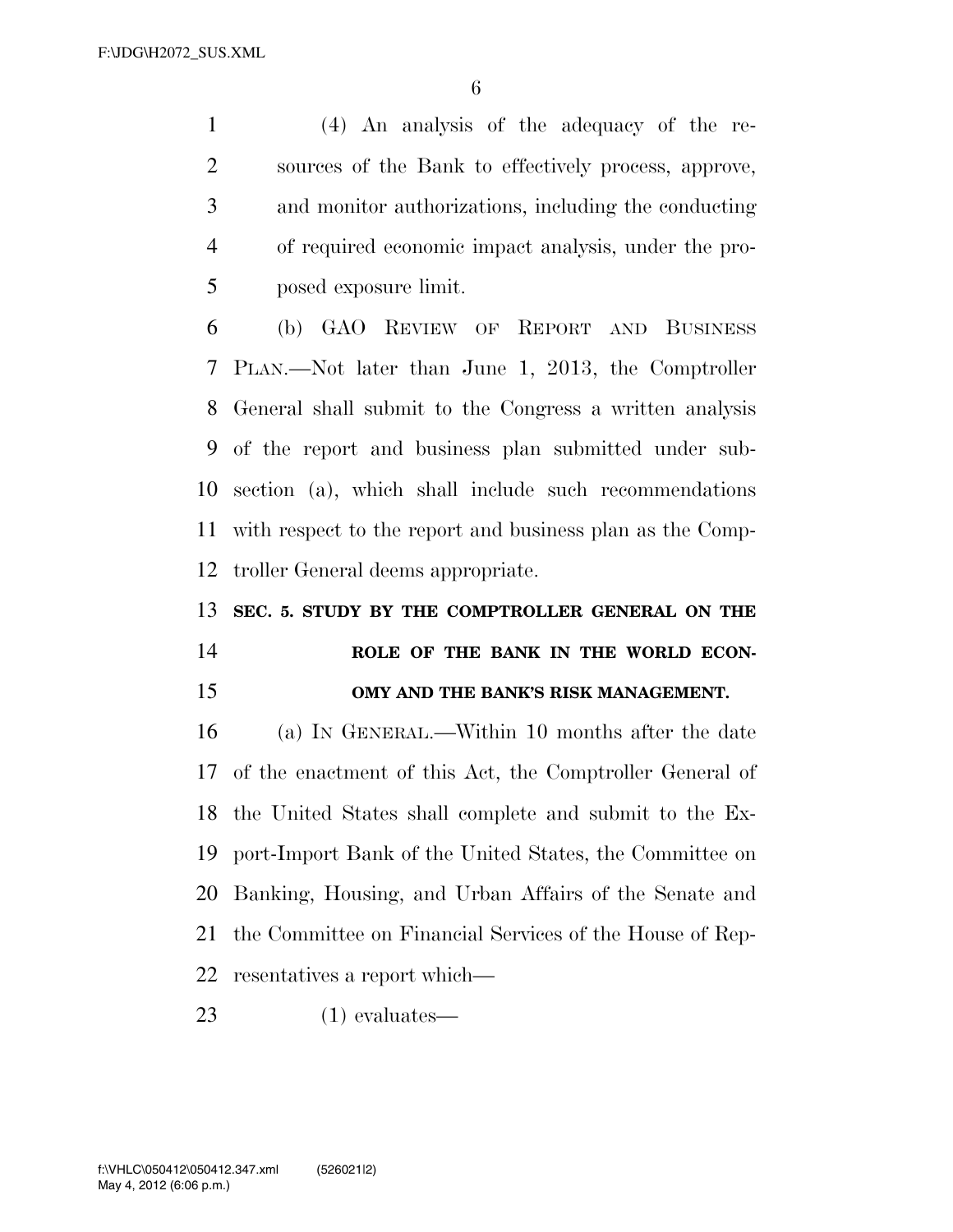(4) An analysis of the adequacy of the resources of the Bank to effectively process, approve, and monitor authorizations, including the conducting of required economic impact analysis, under the proposed exposure limit.

(b) GAO REVIEW OF REPORT AND BUSINESS PLAN.—Not later than June 1, 2013, the Comptroller General shall submit to the Congress a written analysis of the report and business plan submitted under subsection (a), which shall include such recommendations with respect to the report and business plan as the Comptroller General deems appropriate.

**SEC. 5. STUDY BY THE COMPTROLLER GENERAL ON THE ROLE OF THE BANK IN THE WORLD ECONOMY AND THE BANK'S RISK MANAGEMENT.**

(a) IN GENERAL.—Within 10 months after the date of the enactment of this Act, the Comptroller General of the United States shall complete and submit to the Export-Import Bank of the United States, the Committee on Banking, Housing, and Urban Affairs of the Senate and the Committee on Financial Services of the House of Representatives a report which—

(1) evaluates—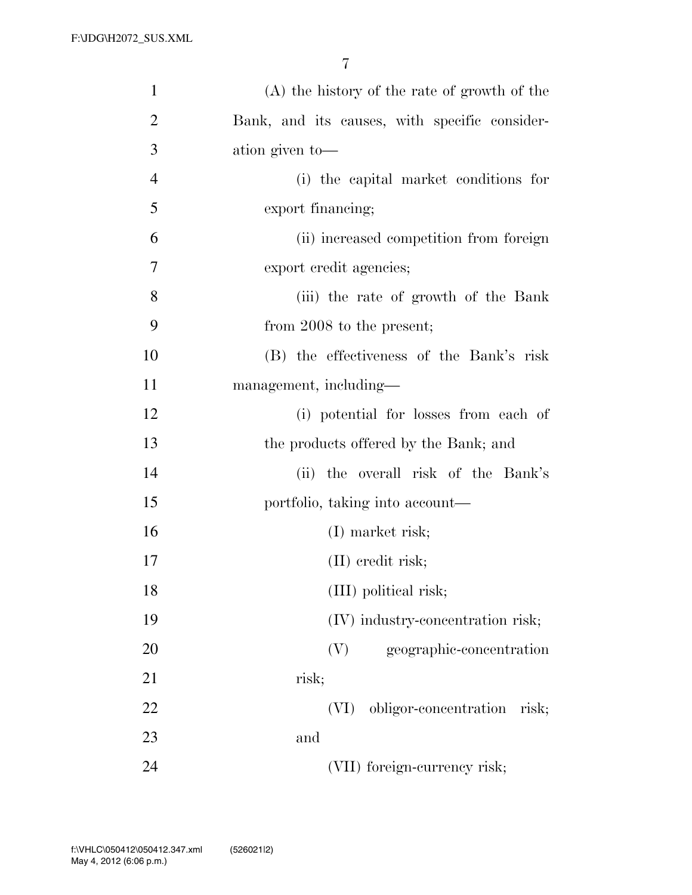(A) the history of the rate of growth of the Bank, and its causes, with specific consideration given to—

(i) the capital market conditions for export financing;

(ii) increased competition from foreign export credit agencies;

(iii) the rate of growth of the Bank from 2008 to the present;

(B) the effectiveness of the Bank's risk management, including—

(i) potential for losses from each of the products offered by the Bank; and

(ii) the overall risk of the Bank's portfolio, taking into account—

(I) market risk;

(II) credit risk;

(III) political risk;

(IV) industry-concentration risk;

(V) geographic-concentration risk;

(VI) obligor-concentration risk; and

(VII) foreign-currency risk;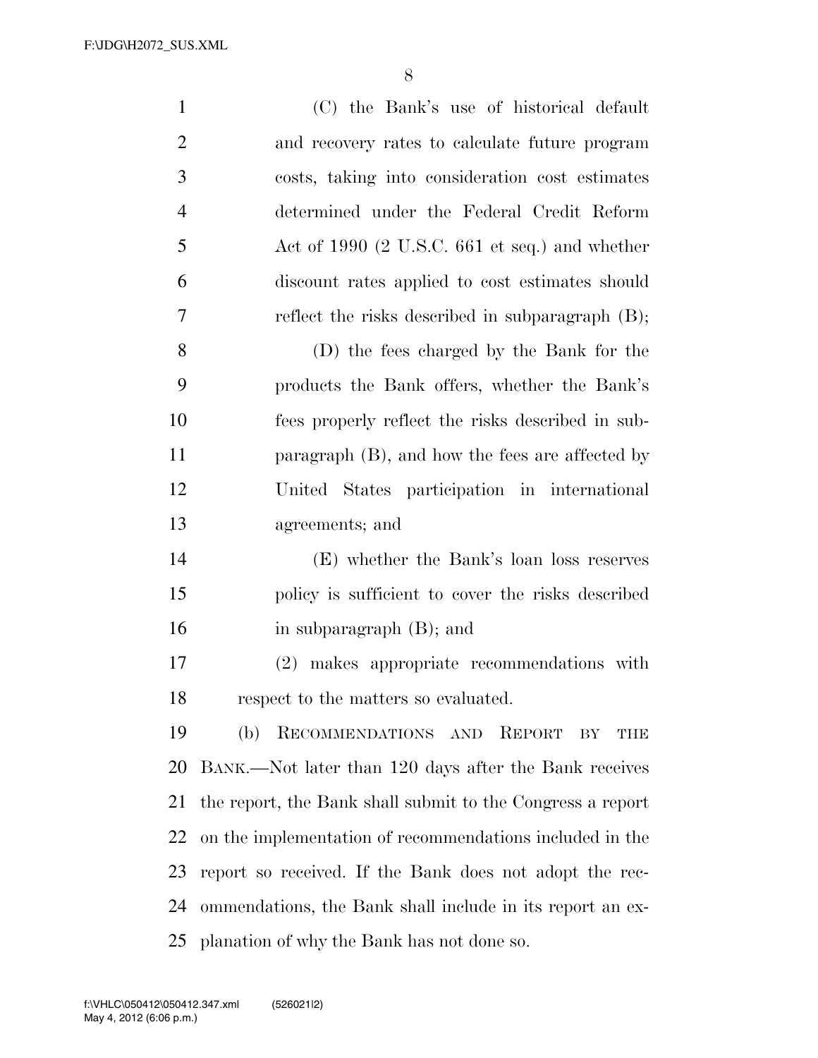(C) the Bank's use of historical default and recovery rates to calculate future program costs, taking into consideration cost estimates determined under the Federal Credit Reform Act of 1990 (2 U.S.C. 661 et seq.) and whether discount rates applied to cost estimates should reflect the risks described in subparagraph (B);

(D) the fees charged by the Bank for the products the Bank offers, whether the Bank's fees properly reflect the risks described in subparagraph (B), and how the fees are affected by United States participation in international agreements; and

(E) whether the Bank's loan loss reserves policy is sufficient to cover the risks described in subparagraph (B); and

(2) makes appropriate recommendations with respect to the matters so evaluated.

(b) RECOMMENDATIONS AND REPORT BY THE BANK.—Not later than 120 days after the Bank receives the report, the Bank shall submit to the Congress a report on the implementation of recommendations included in the report so received. If the Bank does not adopt the recommendations, the Bank shall include in its report an explanation of why the Bank has not done so.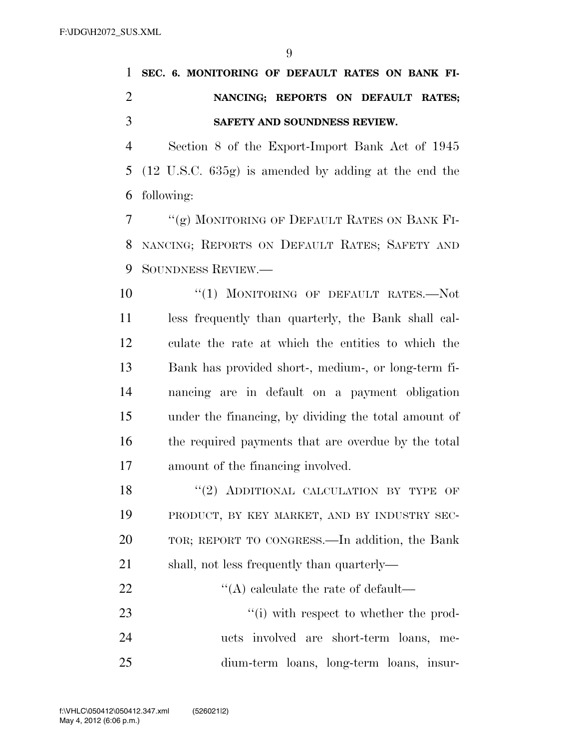**SEC. 6. MONITORING OF DEFAULT RATES ON BANK FINANCING; REPORTS ON DEFAULT RATES; SAFETY AND SOUNDNESS REVIEW.**

Section 8 of the Export-Import Bank Act of 1945 (12 U.S.C. 635g) is amended by adding at the end the following:

"(g) MONITORING OF DEFAULT RATES ON BANK FINANCING; REPORTS ON DEFAULT RATES; SAFETY AND SOUNDNESS REVIEW.—

"(1) MONITORING OF DEFAULT RATES.—Not less frequently than quarterly, the Bank shall calculate the rate at which the entities to which the Bank has provided short-, medium-, or long-term financing are in default on a payment obligation under the financing, by dividing the total amount of the required payments that are overdue by the total amount of the financing involved.

"(2) ADDITIONAL CALCULATION BY TYPE OF PRODUCT, BY KEY MARKET, AND BY INDUSTRY SECTOR; REPORT TO CONGRESS.—In addition, the Bank shall, not less frequently than quarterly—

"(A) calculate the rate of default—

"(i) with respect to whether the products involved are short-term loans, medium-term loans, long-term loans, insur-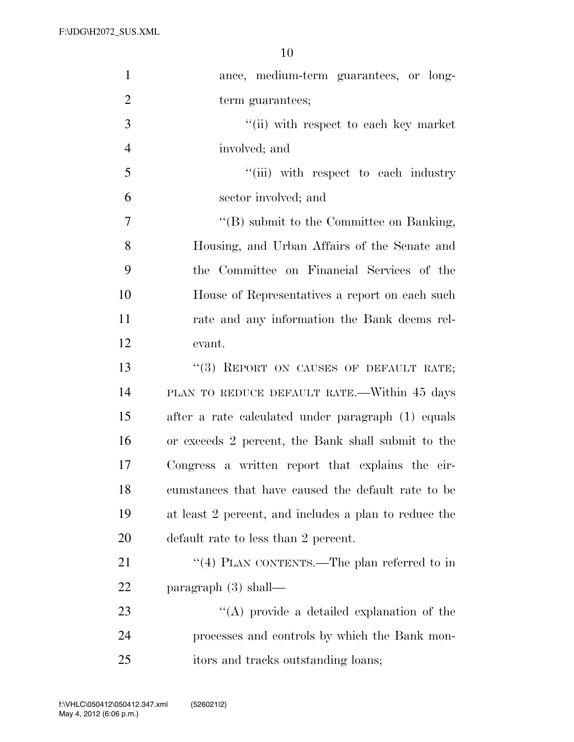ance, medium-term guarantees, or long-term guarantees;

''(ii) with respect to each key market involved; and

''(iii) with respect to each industry sector involved; and

''(B) submit to the Committee on Banking, Housing, and Urban Affairs of the Senate and the Committee on Financial Services of the House of Representatives a report on each such rate and any information the Bank deems relevant.

''(3) REPORT ON CAUSES OF DEFAULT RATE; PLAN TO REDUCE DEFAULT RATE.—Within 45 days after a rate calculated under paragraph (1) equals or exceeds 2 percent, the Bank shall submit to the Congress a written report that explains the circumstances that have caused the default rate to be at least 2 percent, and includes a plan to reduce the default rate to less than 2 percent.

''(4) PLAN CONTENTS.—The plan referred to in paragraph (3) shall—

''(A) provide a detailed explanation of the processes and controls by which the Bank monitors and tracks outstanding loans;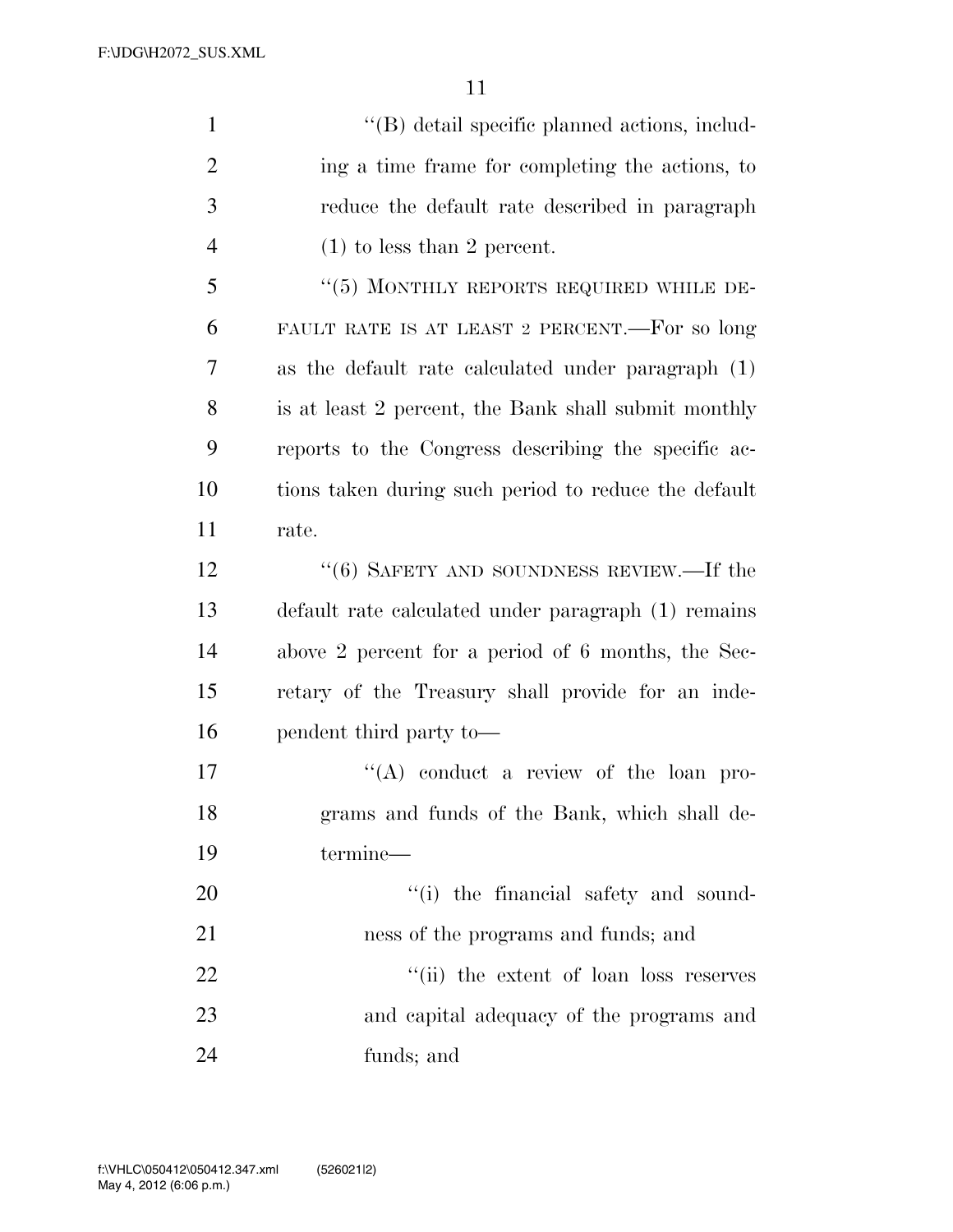"(B) detail specific planned actions, including a time frame for completing the actions, to reduce the default rate described in paragraph (1) to less than 2 percent.

"(5) MONTHLY REPORTS REQUIRED WHILE DEFAULT RATE IS AT LEAST 2 PERCENT.—For so long as the default rate calculated under paragraph (1) is at least 2 percent, the Bank shall submit monthly reports to the Congress describing the specific actions taken during such period to reduce the default rate.

"(6) SAFETY AND SOUNDNESS REVIEW.—If the default rate calculated under paragraph (1) remains above 2 percent for a period of 6 months, the Secretary of the Treasury shall provide for an independent third party to—

"(A) conduct a review of the loan programs and funds of the Bank, which shall determine—

"(i) the financial safety and soundness of the programs and funds; and

"(ii) the extent of loan loss reserves and capital adequacy of the programs and funds; and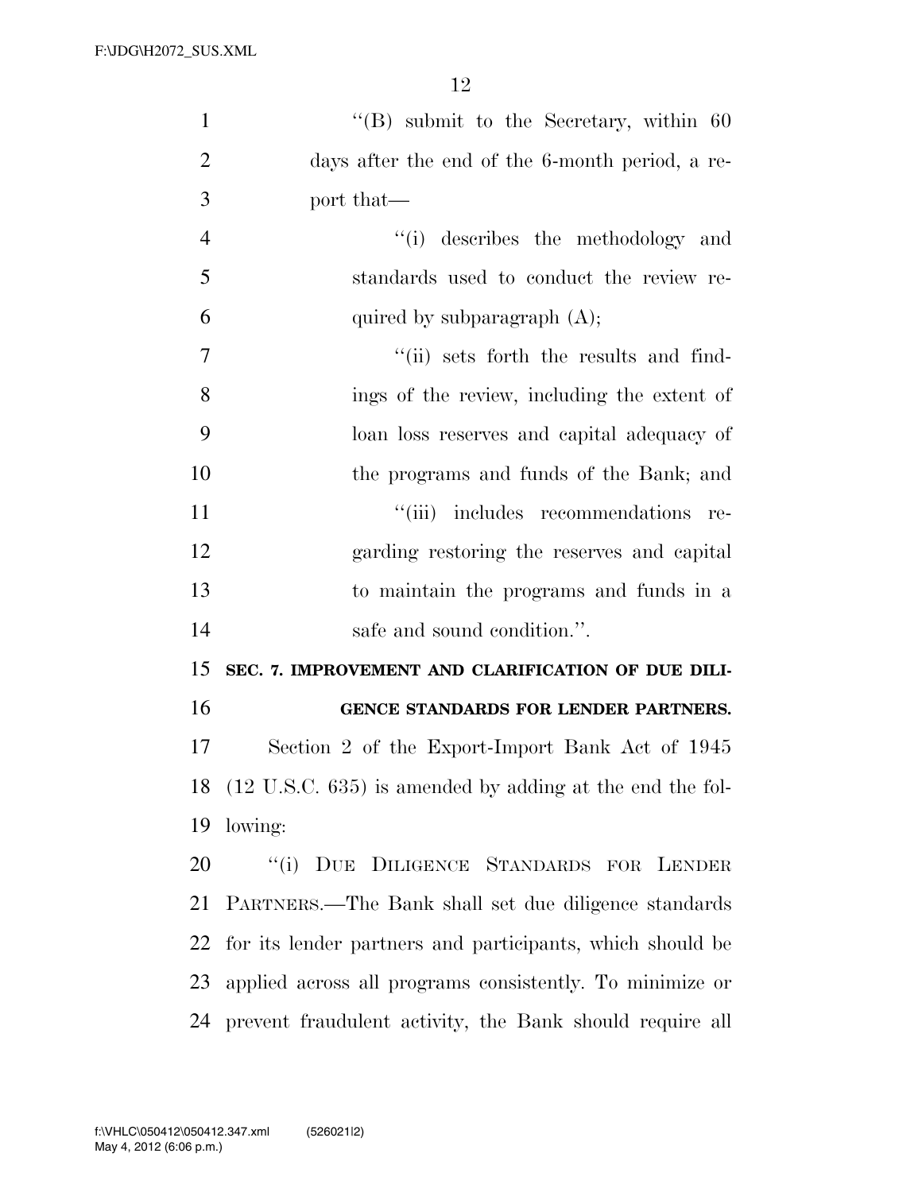"(B) submit to the Secretary, within 60 days after the end of the 6-month period, a report that—

"(i) describes the methodology and standards used to conduct the review required by subparagraph (A);

"(ii) sets forth the results and findings of the review, including the extent of loan loss reserves and capital adequacy of the programs and funds of the Bank; and

"(iii) includes recommendations regarding restoring the reserves and capital to maintain the programs and funds in a safe and sound condition.".

**SEC. 7. IMPROVEMENT AND CLARIFICATION OF DUE DILIGENCE STANDARDS FOR LENDER PARTNERS.**

Section 2 of the Export-Import Bank Act of 1945 (12 U.S.C. 635) is amended by adding at the end the following:

"(i) DUE DILIGENCE STANDARDS FOR LENDER PARTNERS.—The Bank shall set due diligence standards for its lender partners and participants, which should be applied across all programs consistently. To minimize or prevent fraudulent activity, the Bank should require all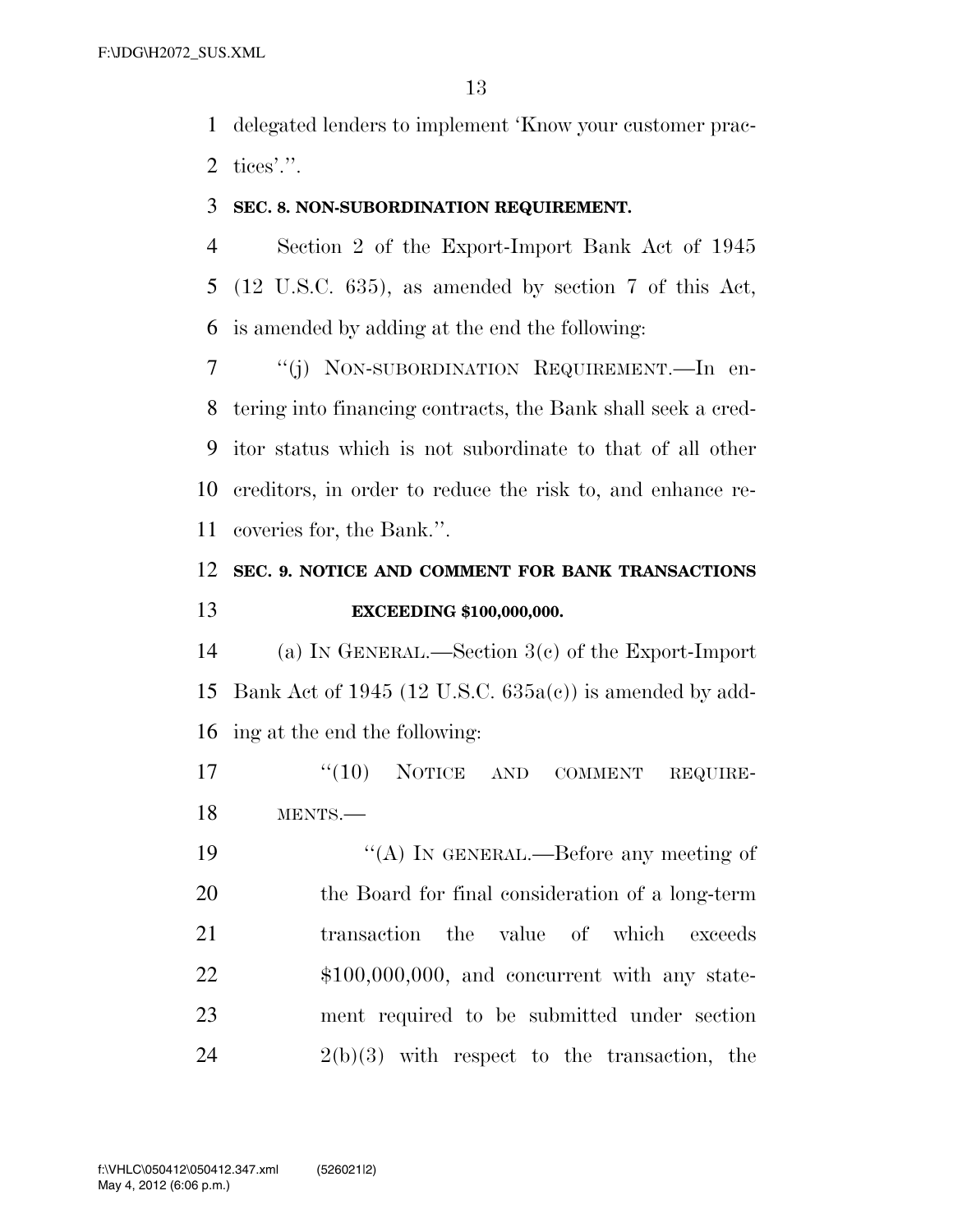delegated lenders to implement 'Know your customer practices'.".

**SEC. 8. NON-SUBORDINATION REQUIREMENT.**

Section 2 of the Export-Import Bank Act of 1945 (12 U.S.C. 635), as amended by section 7 of this Act, is amended by adding at the end the following:

"(j) NON-SUBORDINATION REQUIREMENT.—In entering into financing contracts, the Bank shall seek a creditor status which is not subordinate to that of all other creditors, in order to reduce the risk to, and enhance recoveries for, the Bank.".

**SEC. 9. NOTICE AND COMMENT FOR BANK TRANSACTIONS EXCEEDING $100,000,000.**

(a) IN GENERAL.—Section 3(c) of the Export-Import Bank Act of 1945 (12 U.S.C. 635a(c)) is amended by adding at the end the following:

"(10) NOTICE AND COMMENT REQUIREMENTS.—

"(A) IN GENERAL.—Before any meeting of the Board for final consideration of a long-term transaction the value of which exceeds $100,000,000, and concurrent with any statement required to be submitted under section 2(b)(3) with respect to the transaction, the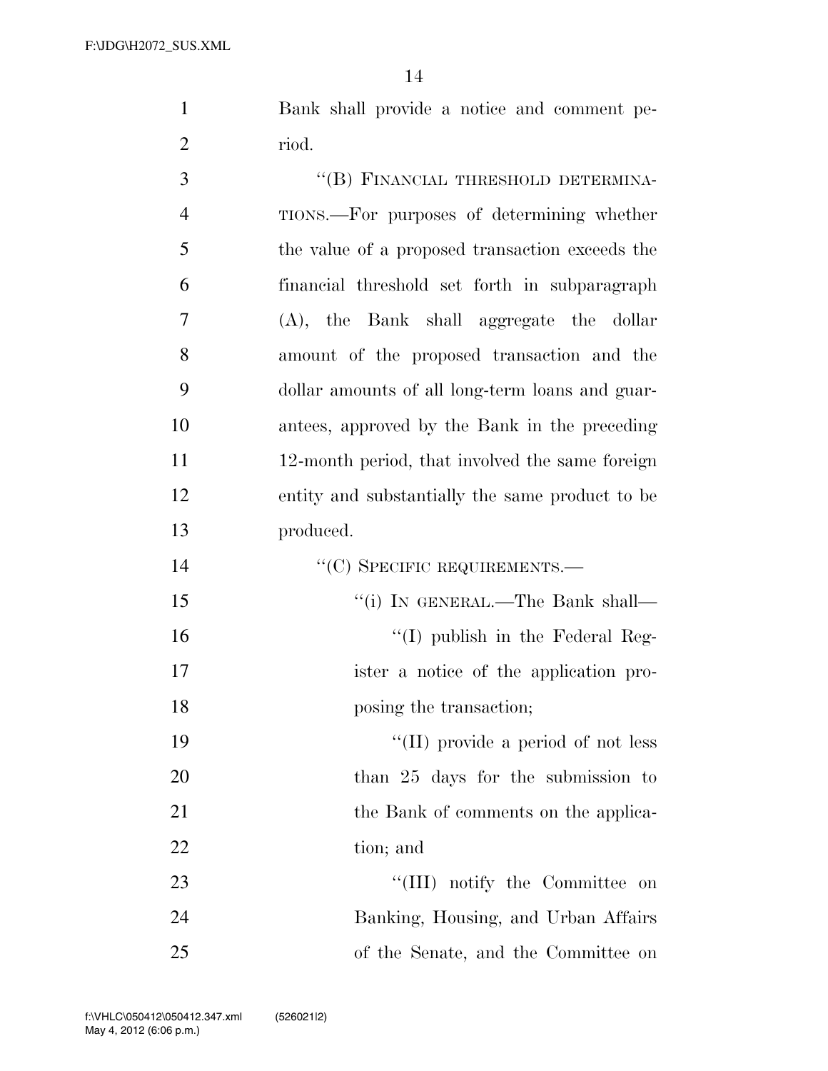Bank shall provide a notice and comment period.

"(B) FINANCIAL THRESHOLD DETERMINATIONS.—For purposes of determining whether the value of a proposed transaction exceeds the financial threshold set forth in subparagraph (A), the Bank shall aggregate the dollar amount of the proposed transaction and the dollar amounts of all long-term loans and guarantees, approved by the Bank in the preceding 12-month period, that involved the same foreign entity and substantially the same product to be produced.

"(C) SPECIFIC REQUIREMENTS.—

"(i) IN GENERAL.—The Bank shall—

"(I) publish in the Federal Register a notice of the application proposing the transaction;

"(II) provide a period of not less than 25 days for the submission to the Bank of comments on the application; and

"(III) notify the Committee on Banking, Housing, and Urban Affairs of the Senate, and the Committee on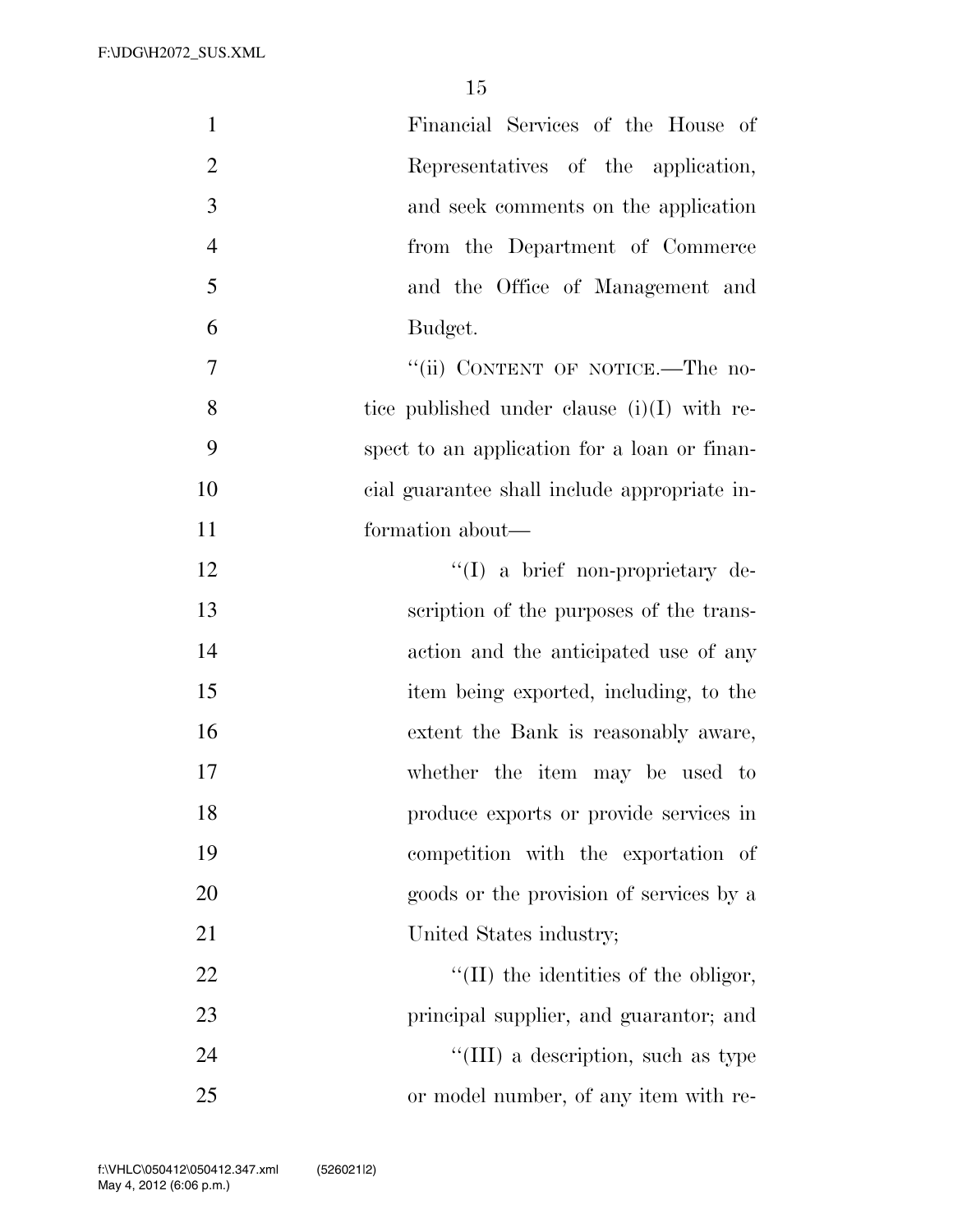Financial Services of the House of Representatives of the application, and seek comments on the application from the Department of Commerce and the Office of Management and Budget.

"(ii) CONTENT OF NOTICE.—The notice published under clause (i)(I) with respect to an application for a loan or financial guarantee shall include appropriate information about—

"(I) a brief non-proprietary description of the purposes of the transaction and the anticipated use of any item being exported, including, to the extent the Bank is reasonably aware, whether the item may be used to produce exports or provide services in competition with the exportation of goods or the provision of services by a United States industry;

"(II) the identities of the obligor, principal supplier, and guarantor; and

"(III) a description, such as type or model number, of any item with re-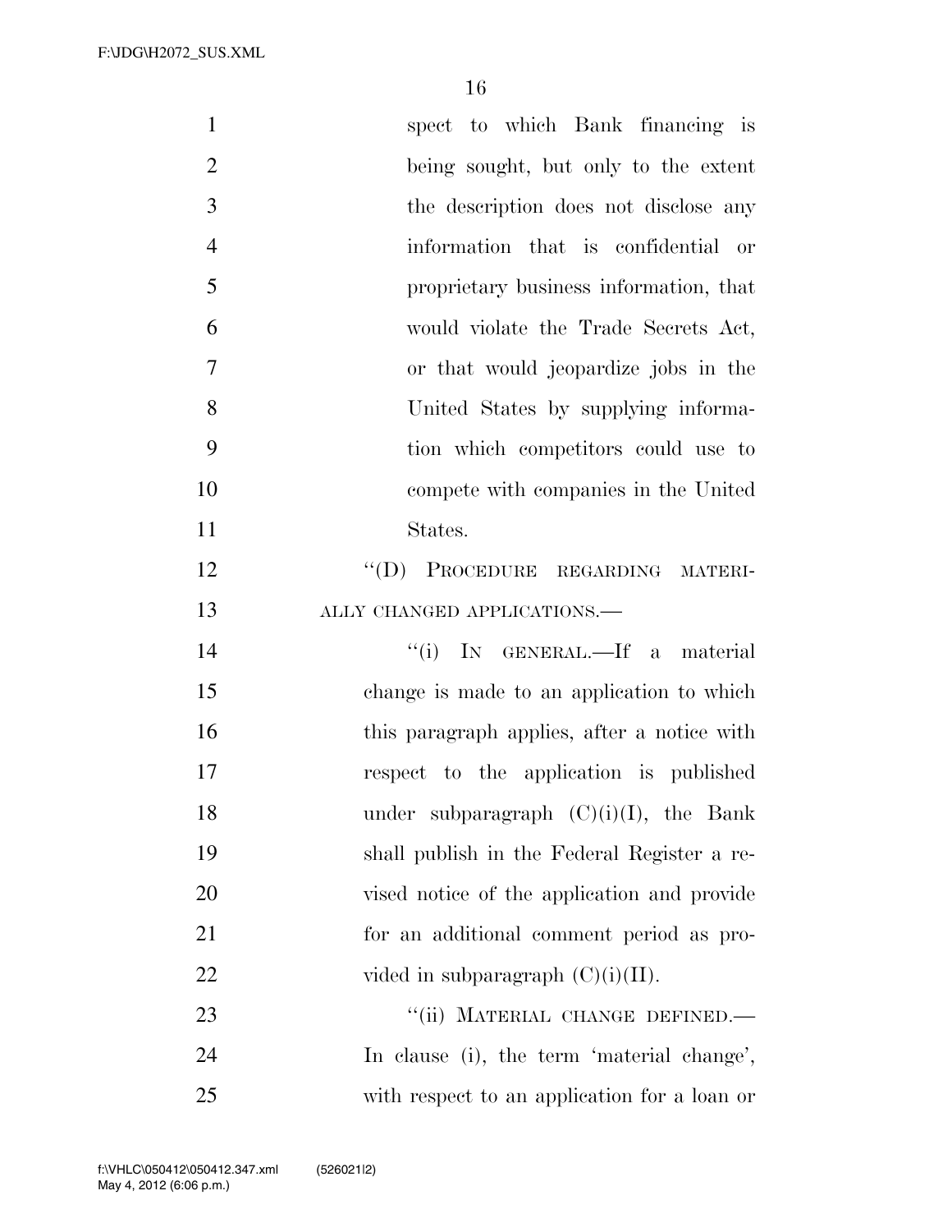spect to which Bank financing is being sought, but only to the extent the description does not disclose any information that is confidential or proprietary business information, that would violate the Trade Secrets Act, or that would jeopardize jobs in the United States by supplying information which competitors could use to compete with companies in the United States.

"(D) PROCEDURE REGARDING MATERIALLY CHANGED APPLICATIONS.—

"(i) IN GENERAL.—If a material change is made to an application to which this paragraph applies, after a notice with respect to the application is published under subparagraph (C)(i)(I), the Bank shall publish in the Federal Register a revised notice of the application and provide for an additional comment period as provided in subparagraph (C)(i)(II).

"(ii) MATERIAL CHANGE DEFINED.— In clause (i), the term 'material change', with respect to an application for a loan or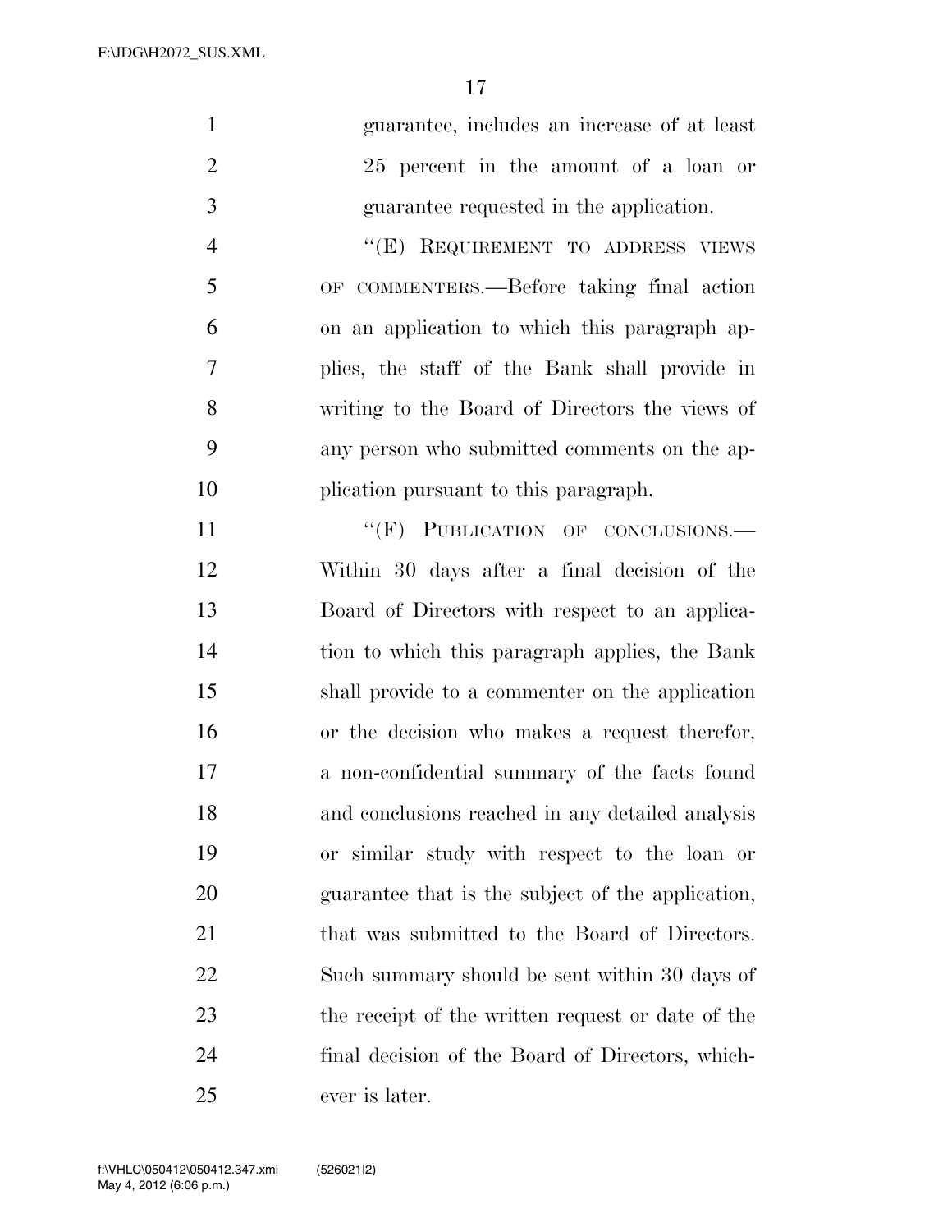guarantee, includes an increase of at least 25 percent in the amount of a loan or guarantee requested in the application.

"(E) REQUIREMENT TO ADDRESS VIEWS OF COMMENTERS.—Before taking final action on an application to which this paragraph applies, the staff of the Bank shall provide in writing to the Board of Directors the views of any person who submitted comments on the application pursuant to this paragraph.

"(F) PUBLICATION OF CONCLUSIONS.—Within 30 days after a final decision of the Board of Directors with respect to an application to which this paragraph applies, the Bank shall provide to a commenter on the application or the decision who makes a request therefor, a non-confidential summary of the facts found and conclusions reached in any detailed analysis or similar study with respect to the loan or guarantee that is the subject of the application, that was submitted to the Board of Directors. Such summary should be sent within 30 days of the receipt of the written request or date of the final decision of the Board of Directors, whichever is later.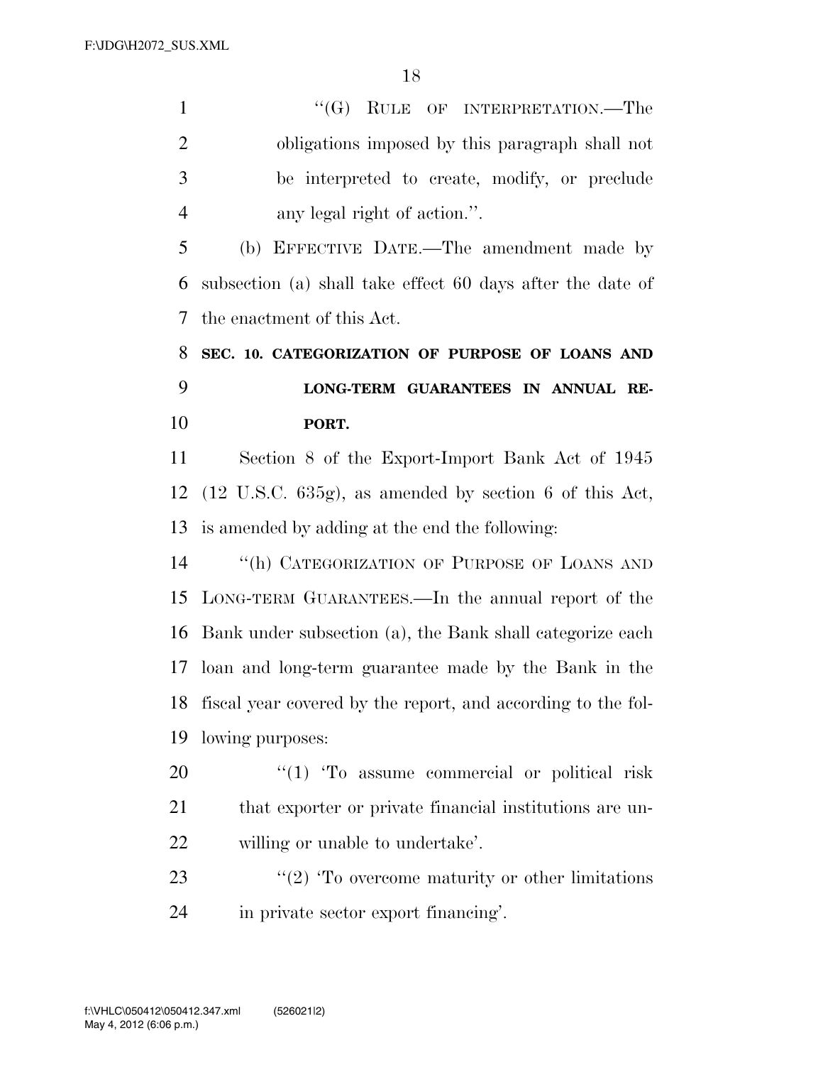"(G) RULE OF INTERPRETATION.—The obligations imposed by this paragraph shall not be interpreted to create, modify, or preclude any legal right of action.".

(b) EFFECTIVE DATE.—The amendment made by subsection (a) shall take effect 60 days after the date of the enactment of this Act.

**SEC. 10. CATEGORIZATION OF PURPOSE OF LOANS AND LONG-TERM GUARANTEES IN ANNUAL REPORT.**

Section 8 of the Export-Import Bank Act of 1945 (12 U.S.C. 635g), as amended by section 6 of this Act, is amended by adding at the end the following:

"(h) CATEGORIZATION OF PURPOSE OF LOANS AND LONG-TERM GUARANTEES.—In the annual report of the Bank under subsection (a), the Bank shall categorize each loan and long-term guarantee made by the Bank in the fiscal year covered by the report, and according to the following purposes:

"(1) 'To assume commercial or political risk that exporter or private financial institutions are unwilling or unable to undertake'.

"(2) 'To overcome maturity or other limitations in private sector export financing'.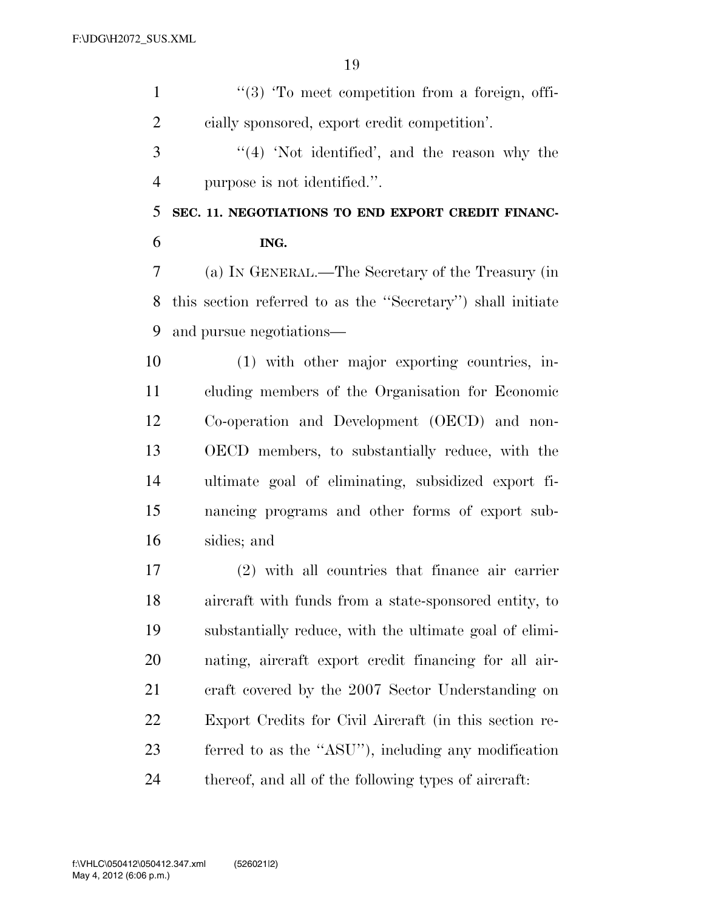''(3) 'To meet competition from a foreign, officially sponsored, export credit competition'.

''(4) 'Not identified', and the reason why the purpose is not identified.''.

**SEC. 11. NEGOTIATIONS TO END EXPORT CREDIT FINANCING.**

(a) IN GENERAL.—The Secretary of the Treasury (in this section referred to as the ''Secretary'') shall initiate and pursue negotiations—

(1) with other major exporting countries, including members of the Organisation for Economic Co-operation and Development (OECD) and non-OECD members, to substantially reduce, with the ultimate goal of eliminating, subsidized export financing programs and other forms of export subsidies; and

(2) with all countries that finance air carrier aircraft with funds from a state-sponsored entity, to substantially reduce, with the ultimate goal of eliminating, aircraft export credit financing for all aircraft covered by the 2007 Sector Understanding on Export Credits for Civil Aircraft (in this section referred to as the ''ASU''), including any modification thereof, and all of the following types of aircraft: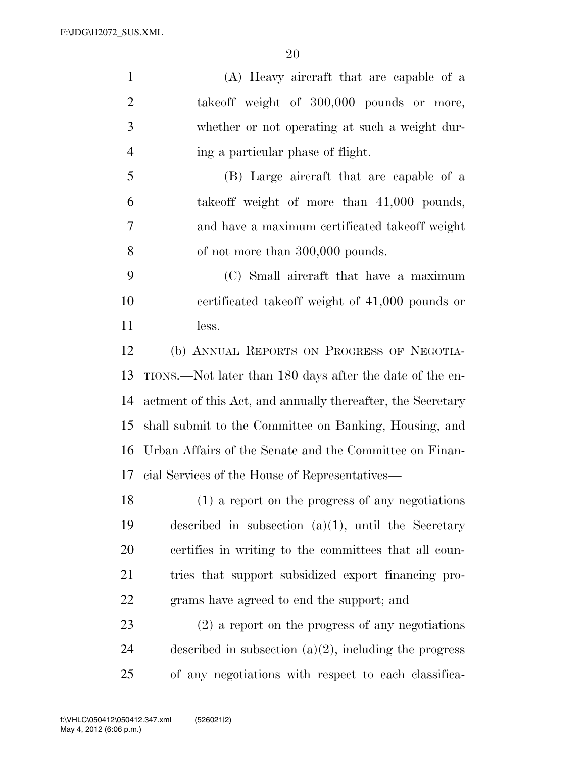(A) Heavy aircraft that are capable of a takeoff weight of 300,000 pounds or more, whether or not operating at such a weight during a particular phase of flight.

(B) Large aircraft that are capable of a takeoff weight of more than 41,000 pounds, and have a maximum certificated takeoff weight of not more than 300,000 pounds.

(C) Small aircraft that have a maximum certificated takeoff weight of 41,000 pounds or less.

(b) ANNUAL REPORTS ON PROGRESS OF NEGOTIATIONS.—Not later than 180 days after the date of the enactment of this Act, and annually thereafter, the Secretary shall submit to the Committee on Banking, Housing, and Urban Affairs of the Senate and the Committee on Financial Services of the House of Representatives—

(1) a report on the progress of any negotiations described in subsection (a)(1), until the Secretary certifies in writing to the committees that all countries that support subsidized export financing programs have agreed to end the support; and

(2) a report on the progress of any negotiations described in subsection (a)(2), including the progress of any negotiations with respect to each classifica-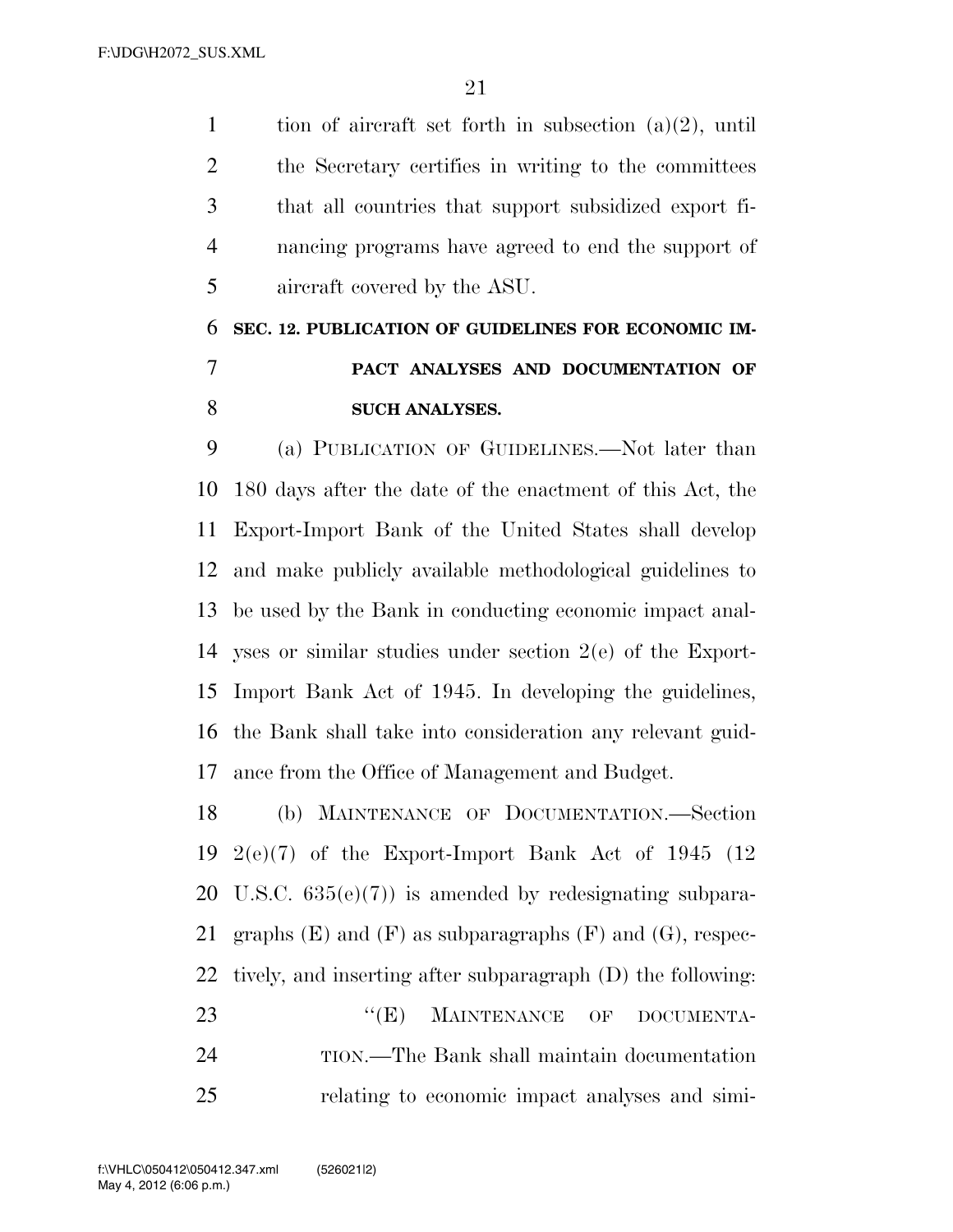tion of aircraft set forth in subsection (a)(2), until the Secretary certifies in writing to the committees that all countries that support subsidized export financing programs have agreed to end the support of aircraft covered by the ASU.

## SEC. 12. PUBLICATION OF GUIDELINES FOR ECONOMIC IMPACT ANALYSES AND DOCUMENTATION OF SUCH ANALYSES.

(a) PUBLICATION OF GUIDELINES.—Not later than 180 days after the date of the enactment of this Act, the Export-Import Bank of the United States shall develop and make publicly available methodological guidelines to be used by the Bank in conducting economic impact analyses or similar studies under section 2(e) of the Export-Import Bank Act of 1945. In developing the guidelines, the Bank shall take into consideration any relevant guidance from the Office of Management and Budget.

(b) MAINTENANCE OF DOCUMENTATION.—Section 2(e)(7) of the Export-Import Bank Act of 1945 (12 U.S.C. 635(e)(7)) is amended by redesignating subparagraphs (E) and (F) as subparagraphs (F) and (G), respectively, and inserting after subparagraph (D) the following:

"(E) MAINTENANCE OF DOCUMENTATION.—The Bank shall maintain documentation relating to economic impact analyses and simi-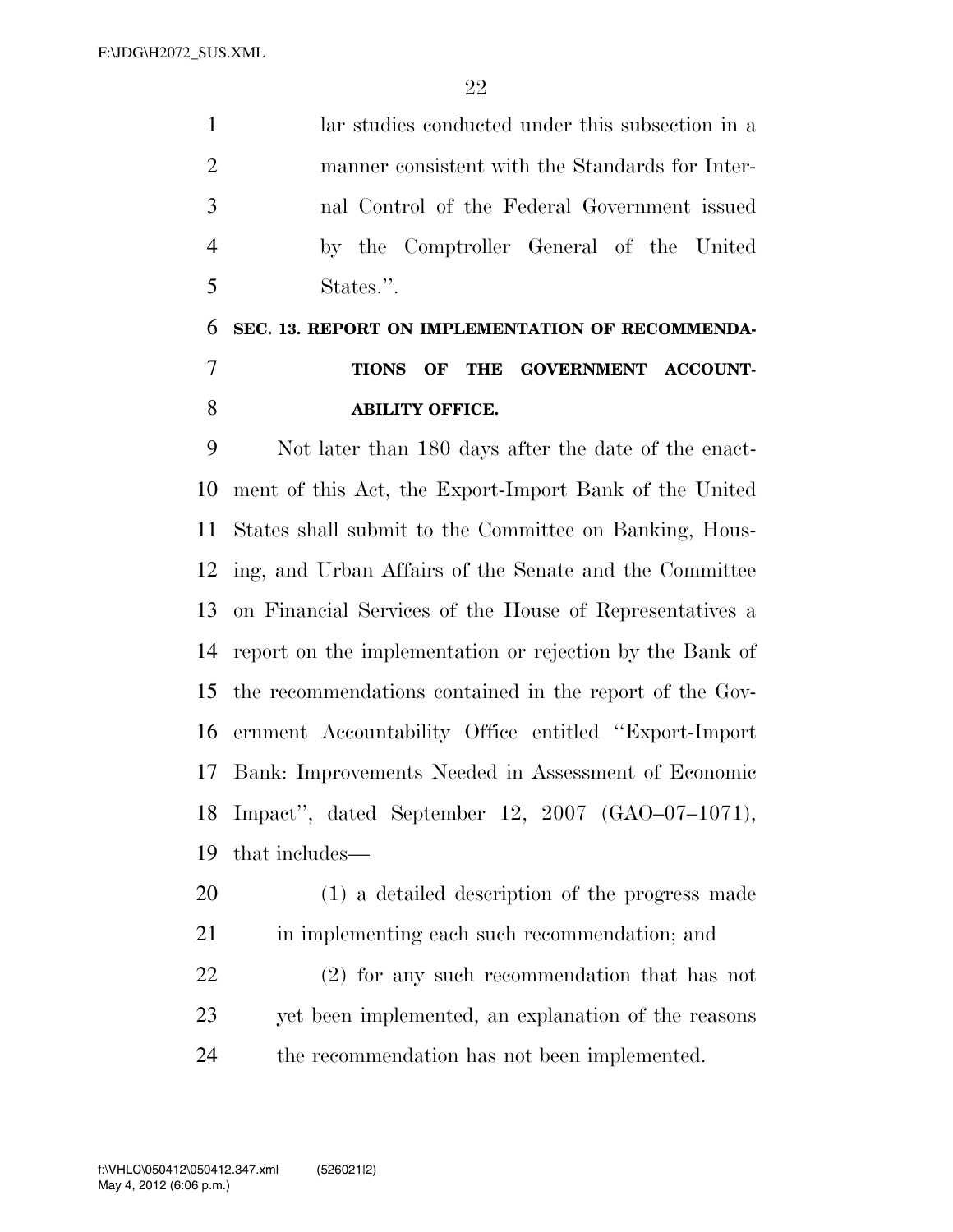lar studies conducted under this subsection in a manner consistent with the Standards for Internal Control of the Federal Government issued by the Comptroller General of the United States.''.

**SEC. 13. REPORT ON IMPLEMENTATION OF RECOMMENDATIONS OF THE GOVERNMENT ACCOUNTABILITY OFFICE.**

Not later than 180 days after the date of the enactment of this Act, the Export-Import Bank of the United States shall submit to the Committee on Banking, Housing, and Urban Affairs of the Senate and the Committee on Financial Services of the House of Representatives a report on the implementation or rejection by the Bank of the recommendations contained in the report of the Government Accountability Office entitled ''Export-Import Bank: Improvements Needed in Assessment of Economic Impact'', dated September 12, 2007 (GAO–07–1071), that includes—

(1) a detailed description of the progress made in implementing each such recommendation; and

(2) for any such recommendation that has not yet been implemented, an explanation of the reasons the recommendation has not been implemented.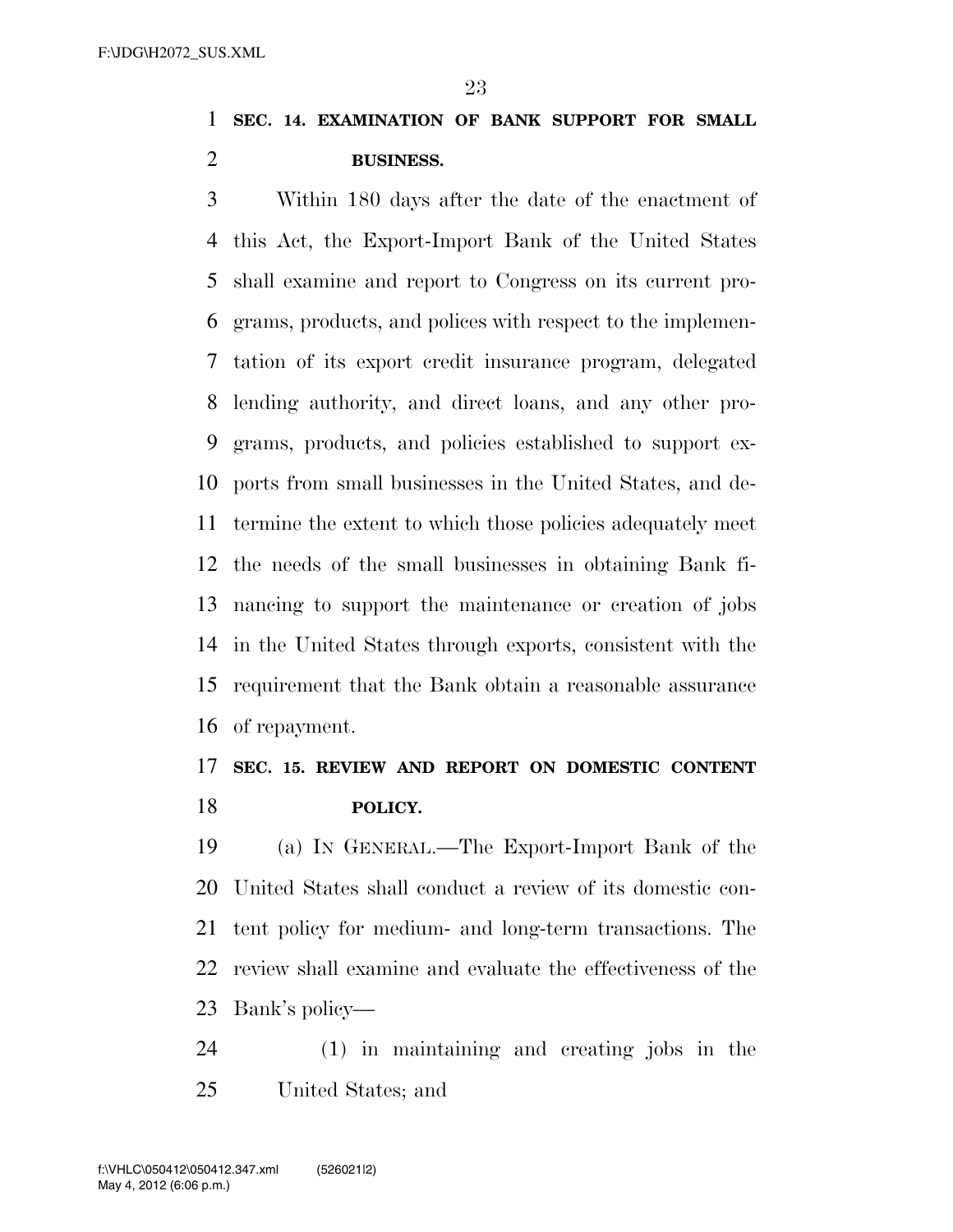**SEC. 14. EXAMINATION OF BANK SUPPORT FOR SMALL BUSINESS.**

Within 180 days after the date of the enactment of this Act, the Export-Import Bank of the United States shall examine and report to Congress on its current programs, products, and polices with respect to the implementation of its export credit insurance program, delegated lending authority, and direct loans, and any other programs, products, and policies established to support exports from small businesses in the United States, and determine the extent to which those policies adequately meet the needs of the small businesses in obtaining Bank financing to support the maintenance or creation of jobs in the United States through exports, consistent with the requirement that the Bank obtain a reasonable assurance of repayment.

**SEC. 15. REVIEW AND REPORT ON DOMESTIC CONTENT POLICY.**

(a) IN GENERAL.—The Export-Import Bank of the United States shall conduct a review of its domestic content policy for medium- and long-term transactions. The review shall examine and evaluate the effectiveness of the Bank's policy—

(1) in maintaining and creating jobs in the United States; and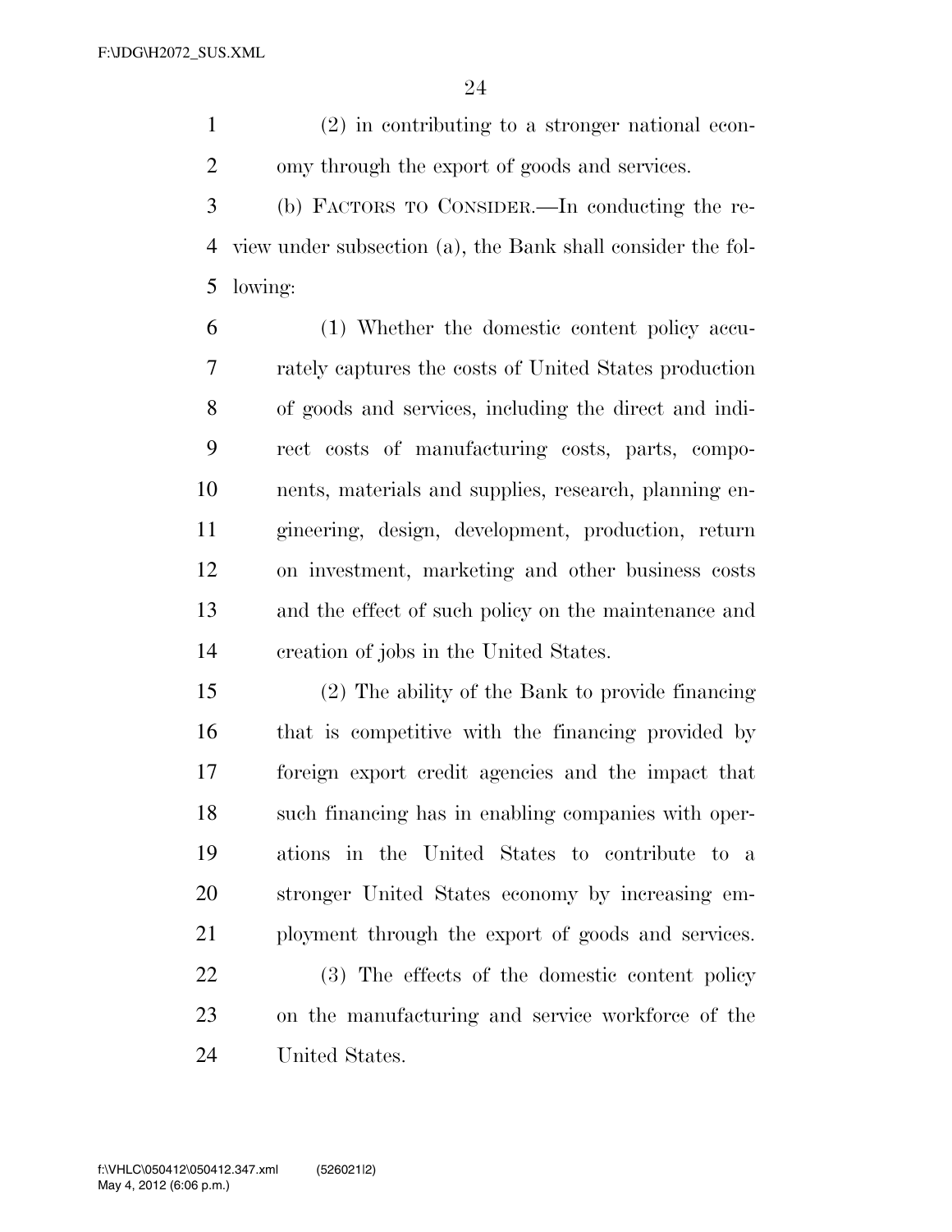(2) in contributing to a stronger national economy through the export of goods and services.

(b) FACTORS TO CONSIDER.—In conducting the review under subsection (a), the Bank shall consider the following:

(1) Whether the domestic content policy accurately captures the costs of United States production of goods and services, including the direct and indirect costs of manufacturing costs, parts, components, materials and supplies, research, planning engineering, design, development, production, return on investment, marketing and other business costs and the effect of such policy on the maintenance and creation of jobs in the United States.

(2) The ability of the Bank to provide financing that is competitive with the financing provided by foreign export credit agencies and the impact that such financing has in enabling companies with operations in the United States to contribute to a stronger United States economy by increasing employment through the export of goods and services.

(3) The effects of the domestic content policy on the manufacturing and service workforce of the United States.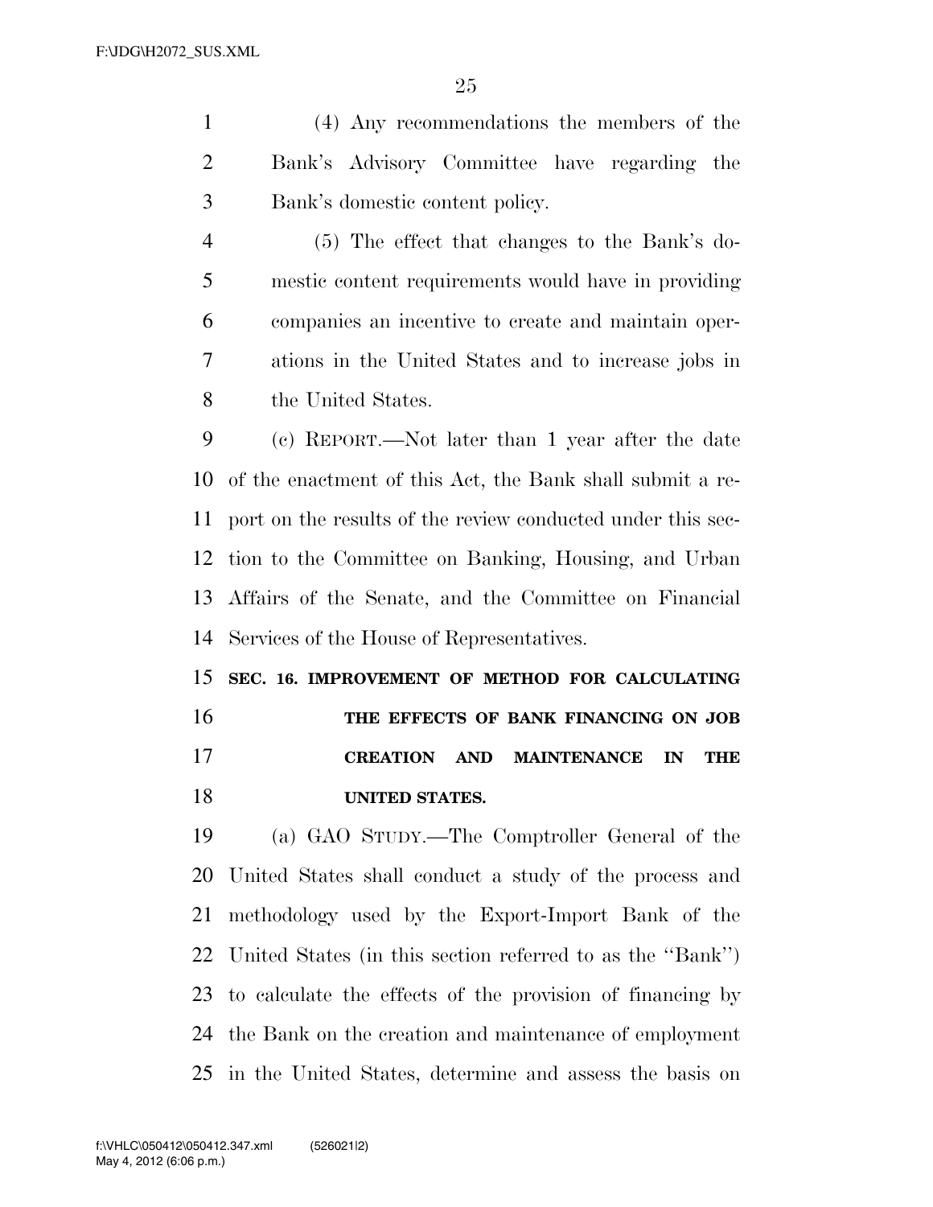(4) Any recommendations the members of the Bank's Advisory Committee have regarding the Bank's domestic content policy.

(5) The effect that changes to the Bank's domestic content requirements would have in providing companies an incentive to create and maintain operations in the United States and to increase jobs in the United States.

(c) REPORT.—Not later than 1 year after the date of the enactment of this Act, the Bank shall submit a report on the results of the review conducted under this section to the Committee on Banking, Housing, and Urban Affairs of the Senate, and the Committee on Financial Services of the House of Representatives.

## SEC. 16. IMPROVEMENT OF METHOD FOR CALCULATING THE EFFECTS OF BANK FINANCING ON JOB CREATION AND MAINTENANCE IN THE UNITED STATES.

(a) GAO STUDY.—The Comptroller General of the United States shall conduct a study of the process and methodology used by the Export-Import Bank of the United States (in this section referred to as the "Bank") to calculate the effects of the provision of financing by the Bank on the creation and maintenance of employment in the United States, determine and assess the basis on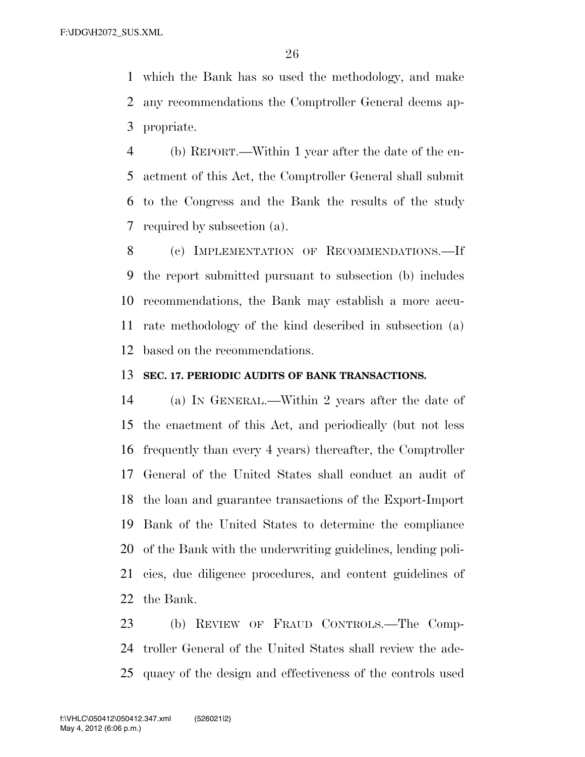which the Bank has so used the methodology, and make any recommendations the Comptroller General deems appropriate.

(b) REPORT.—Within 1 year after the date of the enactment of this Act, the Comptroller General shall submit to the Congress and the Bank the results of the study required by subsection (a).

(c) IMPLEMENTATION OF RECOMMENDATIONS.—If the report submitted pursuant to subsection (b) includes recommendations, the Bank may establish a more accurate methodology of the kind described in subsection (a) based on the recommendations.

**SEC. 17. PERIODIC AUDITS OF BANK TRANSACTIONS.**

(a) IN GENERAL.—Within 2 years after the date of the enactment of this Act, and periodically (but not less frequently than every 4 years) thereafter, the Comptroller General of the United States shall conduct an audit of the loan and guarantee transactions of the Export-Import Bank of the United States to determine the compliance of the Bank with the underwriting guidelines, lending policies, due diligence procedures, and content guidelines of the Bank.

(b) REVIEW OF FRAUD CONTROLS.—The Comptroller General of the United States shall review the adequacy of the design and effectiveness of the controls used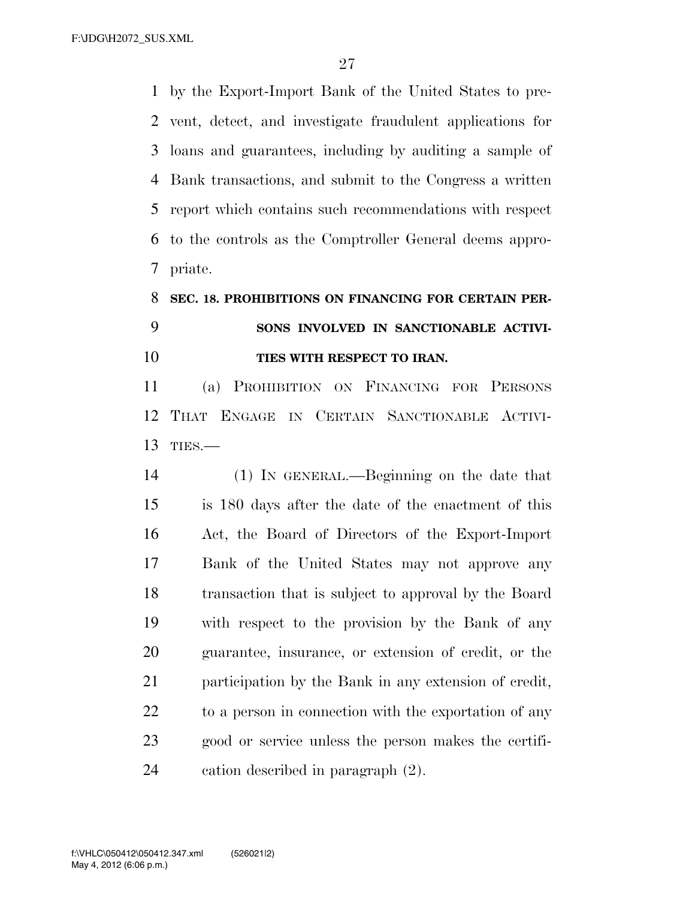by the Export-Import Bank of the United States to prevent, detect, and investigate fraudulent applications for loans and guarantees, including by auditing a sample of Bank transactions, and submit to the Congress a written report which contains such recommendations with respect to the controls as the Comptroller General deems appropriate.

**SEC. 18. PROHIBITIONS ON FINANCING FOR CERTAIN PERSONS INVOLVED IN SANCTIONABLE ACTIVITIES WITH RESPECT TO IRAN.**

(a) PROHIBITION ON FINANCING FOR PERSONS THAT ENGAGE IN CERTAIN SANCTIONABLE ACTIVITIES.—

(1) IN GENERAL.—Beginning on the date that is 180 days after the date of the enactment of this Act, the Board of Directors of the Export-Import Bank of the United States may not approve any transaction that is subject to approval by the Board with respect to the provision by the Bank of any guarantee, insurance, or extension of credit, or the participation by the Bank in any extension of credit, to a person in connection with the exportation of any good or service unless the person makes the certification described in paragraph (2).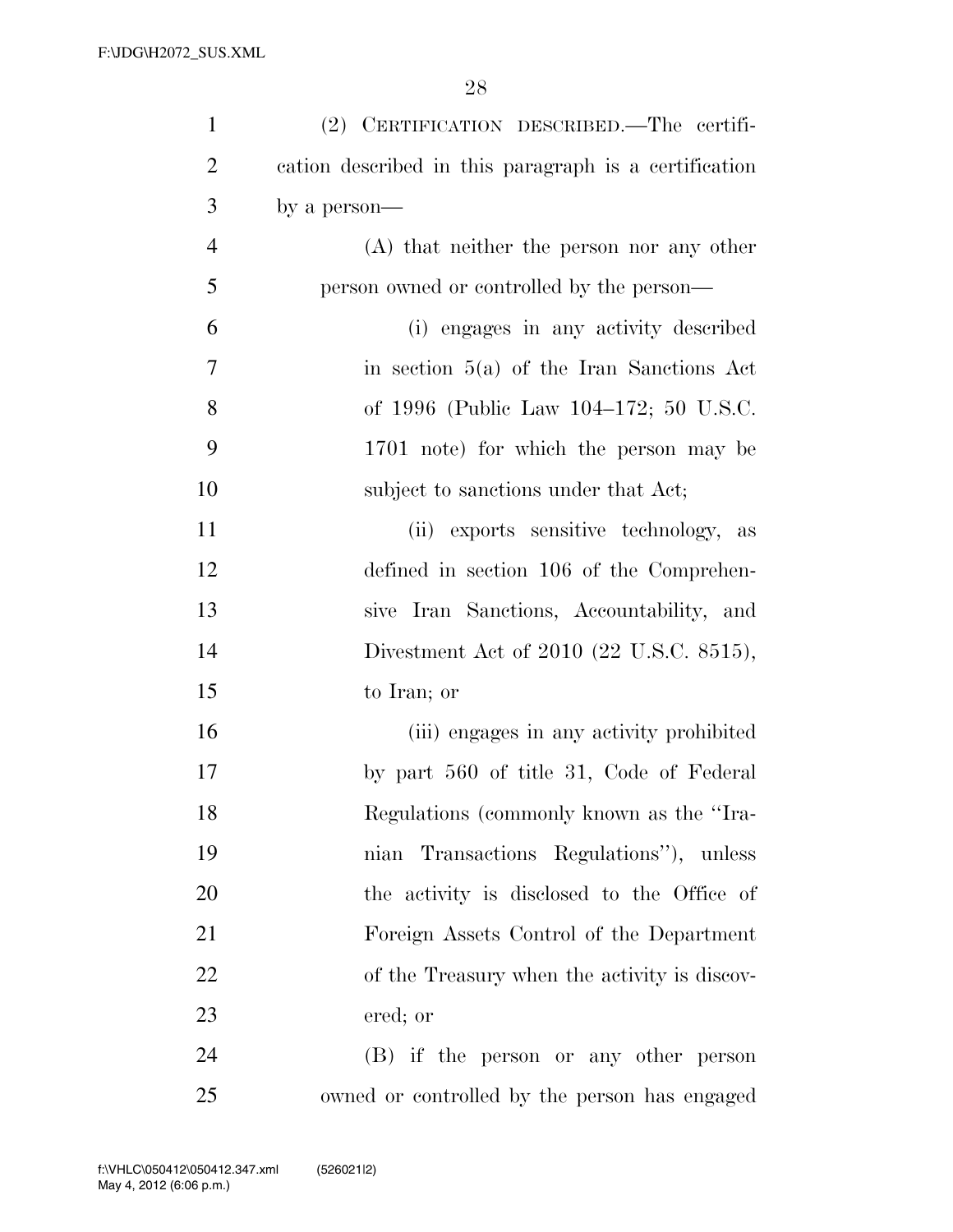(2) CERTIFICATION DESCRIBED.—The certification described in this paragraph is a certification by a person—

(A) that neither the person nor any other person owned or controlled by the person—

(i) engages in any activity described in section 5(a) of the Iran Sanctions Act of 1996 (Public Law 104–172; 50 U.S.C. 1701 note) for which the person may be subject to sanctions under that Act;

(ii) exports sensitive technology, as defined in section 106 of the Comprehensive Iran Sanctions, Accountability, and Divestment Act of 2010 (22 U.S.C. 8515), to Iran; or

(iii) engages in any activity prohibited by part 560 of title 31, Code of Federal Regulations (commonly known as the ''Iranian Transactions Regulations''), unless the activity is disclosed to the Office of Foreign Assets Control of the Department of the Treasury when the activity is discovered; or

(B) if the person or any other person owned or controlled by the person has engaged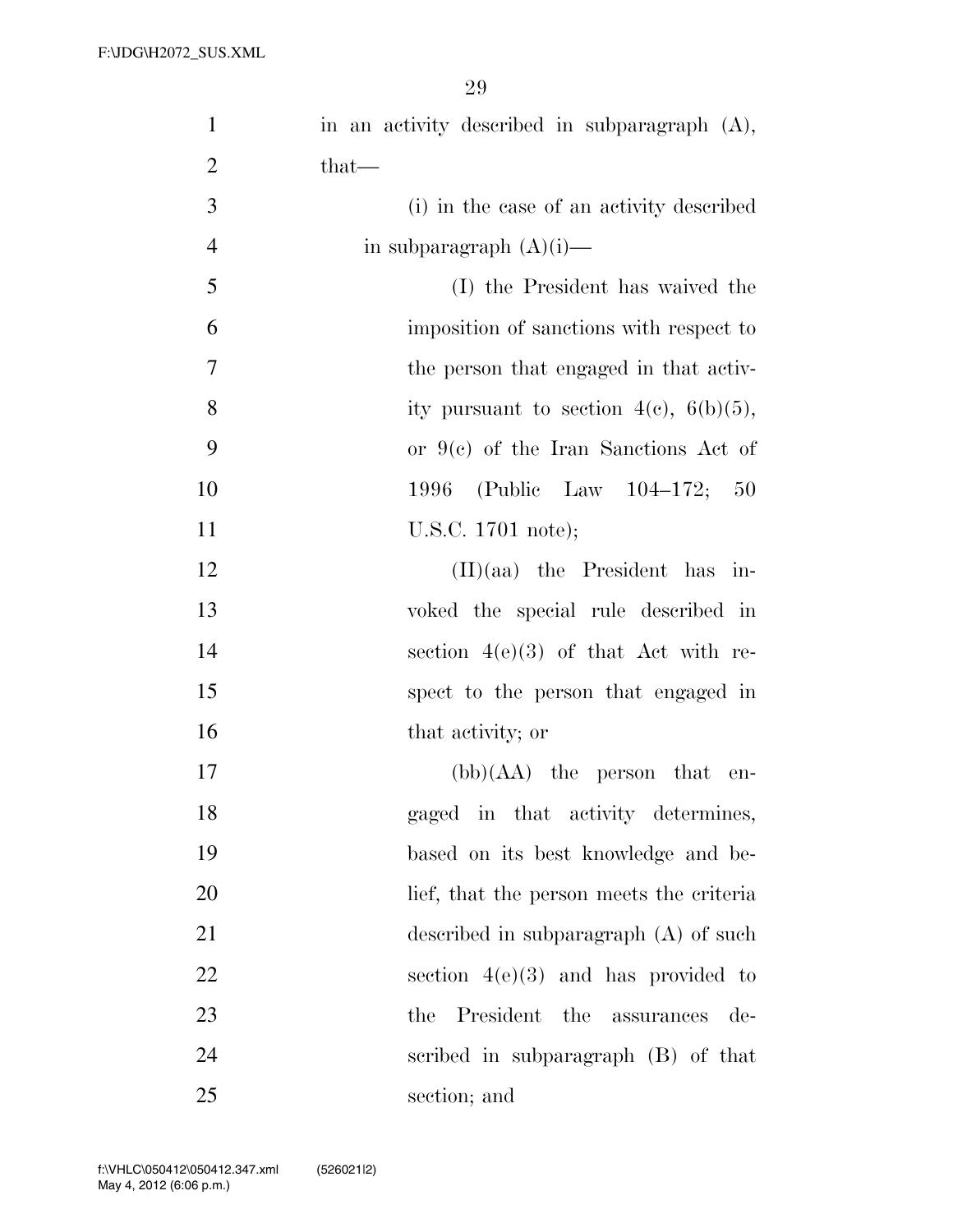in an activity described in subparagraph (A), that—

(i) in the case of an activity described in subparagraph (A)(i)—

(I) the President has waived the imposition of sanctions with respect to the person that engaged in that activity pursuant to section 4(c), 6(b)(5), or 9(c) of the Iran Sanctions Act of 1996 (Public Law 104–172; 50 U.S.C. 1701 note);

(II)(aa) the President has invoked the special rule described in section 4(e)(3) of that Act with respect to the person that engaged in that activity; or

(bb)(AA) the person that engaged in that activity determines, based on its best knowledge and belief, that the person meets the criteria described in subparagraph (A) of such section 4(e)(3) and has provided to the President the assurances described in subparagraph (B) of that section; and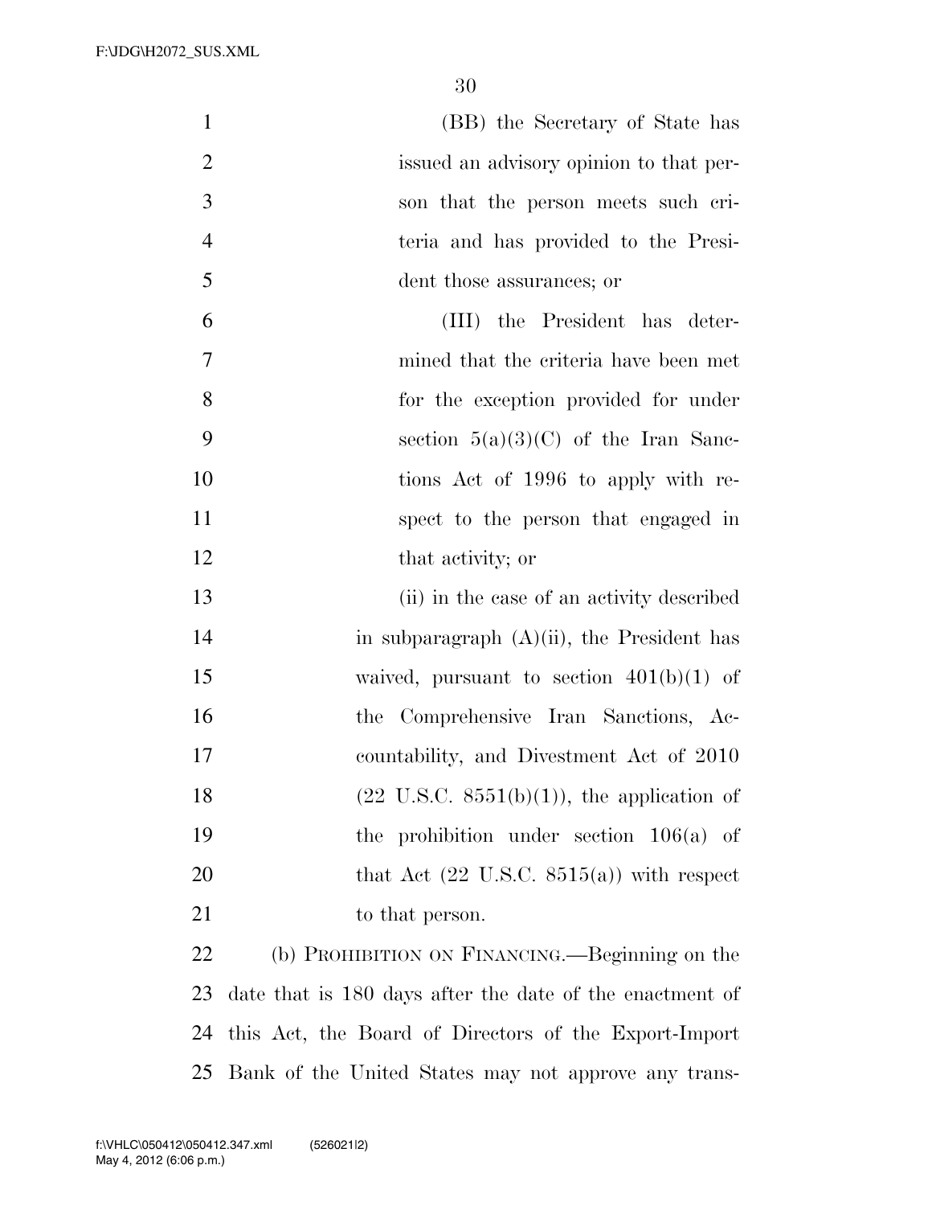(BB) the Secretary of State has issued an advisory opinion to that person that the person meets such criteria and has provided to the President those assurances; or

(III) the President has determined that the criteria have been met for the exception provided for under section 5(a)(3)(C) of the Iran Sanctions Act of 1996 to apply with respect to the person that engaged in that activity; or

(ii) in the case of an activity described in subparagraph (A)(ii), the President has waived, pursuant to section 401(b)(1) of the Comprehensive Iran Sanctions, Accountability, and Divestment Act of 2010 (22 U.S.C. 8551(b)(1)), the application of the prohibition under section 106(a) of that Act (22 U.S.C. 8515(a)) with respect to that person.

(b) PROHIBITION ON FINANCING.—Beginning on the date that is 180 days after the date of the enactment of this Act, the Board of Directors of the Export-Import Bank of the United States may not approve any trans-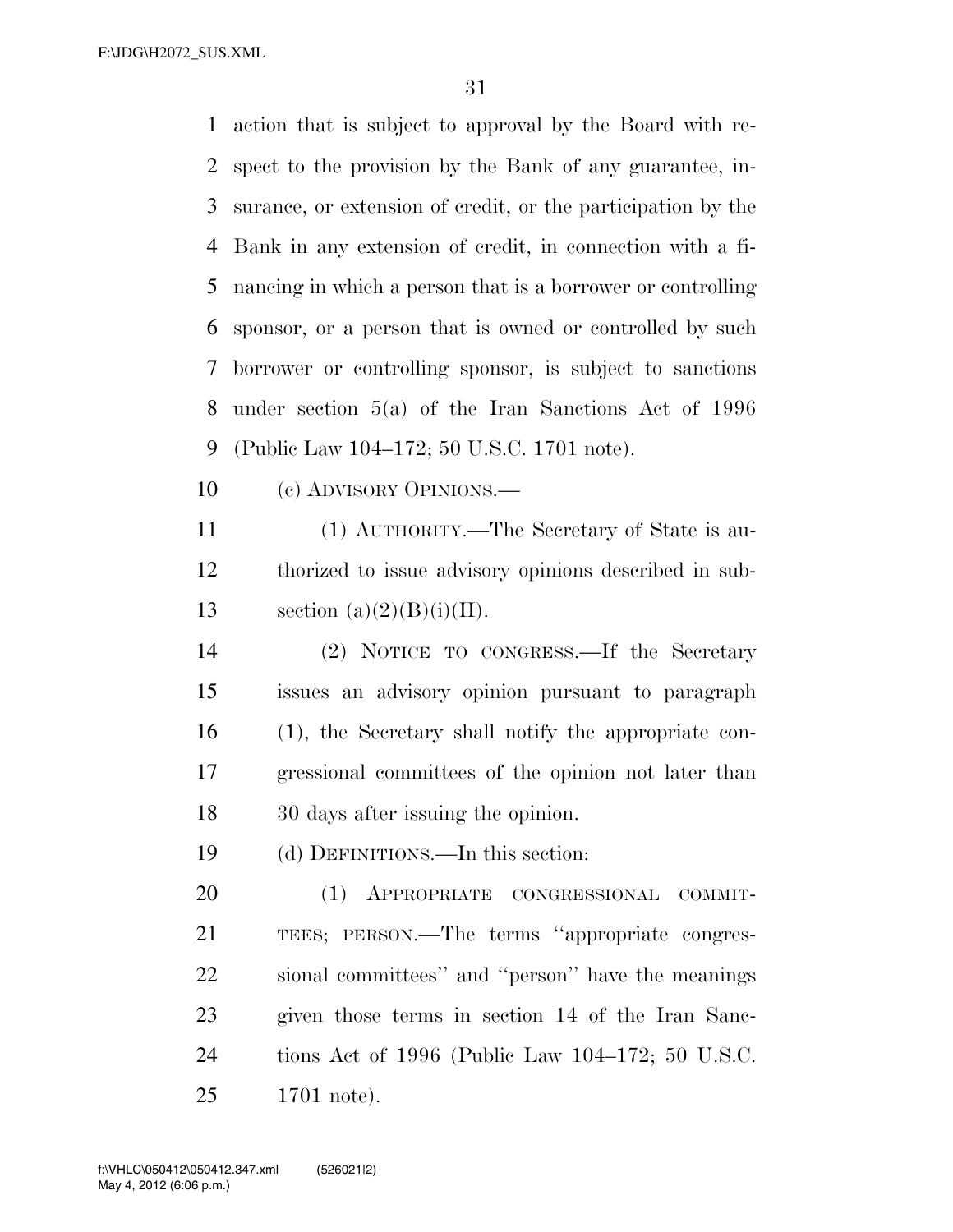action that is subject to approval by the Board with respect to the provision by the Bank of any guarantee, insurance, or extension of credit, or the participation by the Bank in any extension of credit, in connection with a financing in which a person that is a borrower or controlling sponsor, or a person that is owned or controlled by such borrower or controlling sponsor, is subject to sanctions under section 5(a) of the Iran Sanctions Act of 1996 (Public Law 104–172; 50 U.S.C. 1701 note).

(c) ADVISORY OPINIONS.—

(1) AUTHORITY.—The Secretary of State is authorized to issue advisory opinions described in subsection (a)(2)(B)(i)(II).

(2) NOTICE TO CONGRESS.—If the Secretary issues an advisory opinion pursuant to paragraph (1), the Secretary shall notify the appropriate congressional committees of the opinion not later than 30 days after issuing the opinion.

(d) DEFINITIONS.—In this section:

(1) APPROPRIATE CONGRESSIONAL COMMITTEES; PERSON.—The terms "appropriate congressional committees" and "person" have the meanings given those terms in section 14 of the Iran Sanctions Act of 1996 (Public Law 104–172; 50 U.S.C. 1701 note).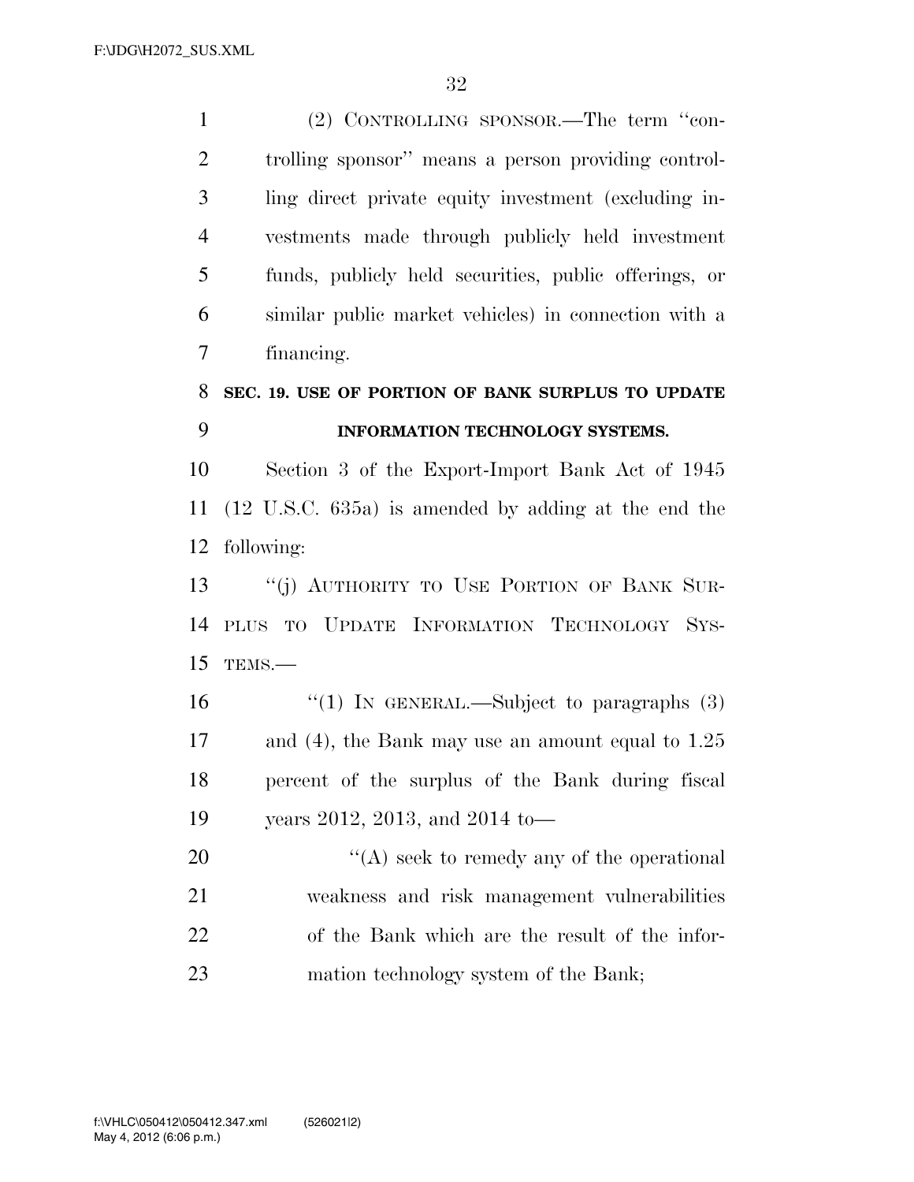(2) CONTROLLING SPONSOR.—The term ''controlling sponsor'' means a person providing controlling direct private equity investment (excluding investments made through publicly held investment funds, publicly held securities, public offerings, or similar public market vehicles) in connection with a financing.

**SEC. 19. USE OF PORTION OF BANK SURPLUS TO UPDATE INFORMATION TECHNOLOGY SYSTEMS.**

Section 3 of the Export-Import Bank Act of 1945 (12 U.S.C. 635a) is amended by adding at the end the following:

''(j) AUTHORITY TO USE PORTION OF BANK SURPLUS TO UPDATE INFORMATION TECHNOLOGY SYSTEMS.—

''(1) IN GENERAL.—Subject to paragraphs (3) and (4), the Bank may use an amount equal to 1.25 percent of the surplus of the Bank during fiscal years 2012, 2013, and 2014 to—

''(A) seek to remedy any of the operational weakness and risk management vulnerabilities of the Bank which are the result of the information technology system of the Bank;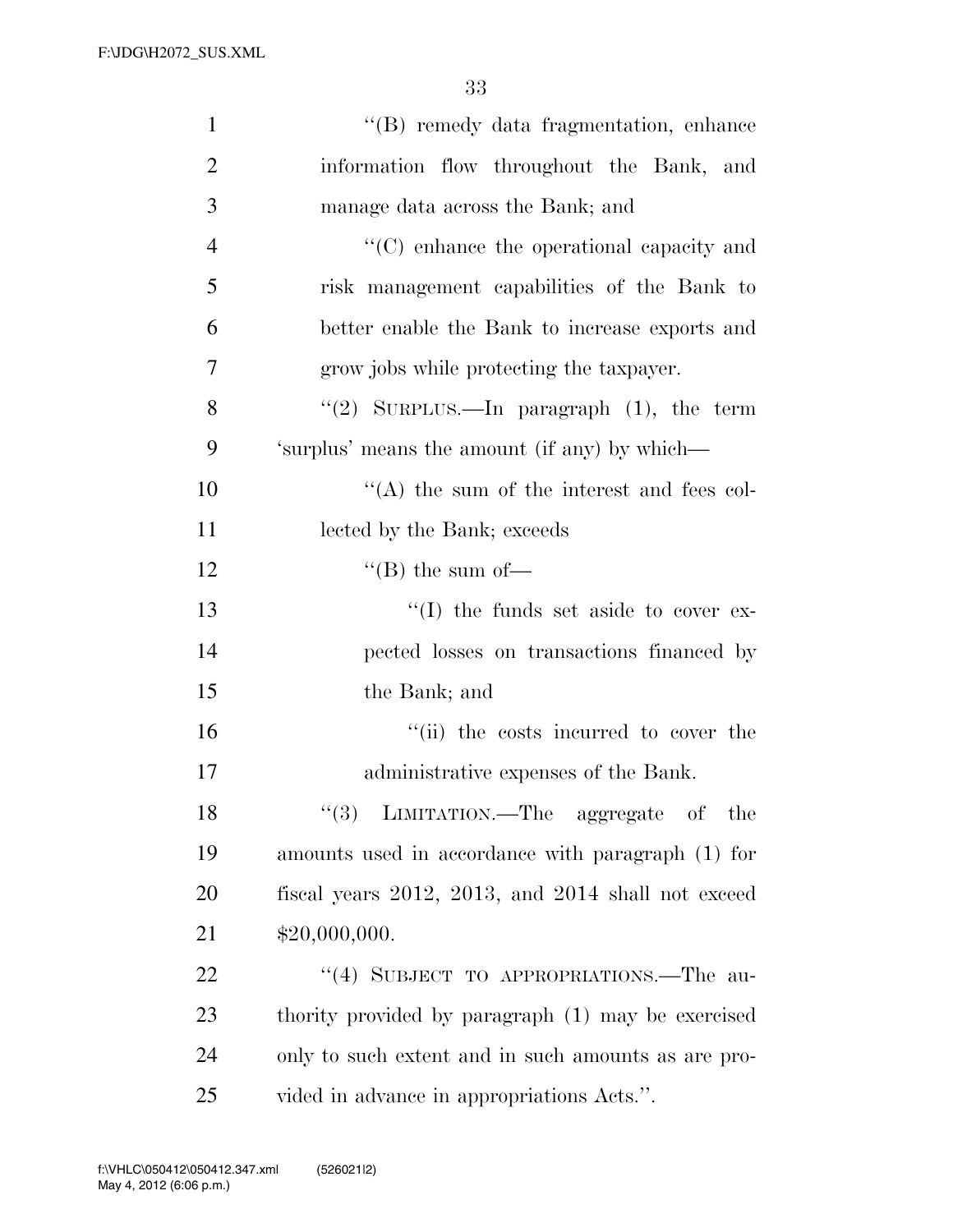"(B) remedy data fragmentation, enhance information flow throughout the Bank, and manage data across the Bank; and

"(C) enhance the operational capacity and risk management capabilities of the Bank to better enable the Bank to increase exports and grow jobs while protecting the taxpayer.

"(2) SURPLUS.—In paragraph (1), the term 'surplus' means the amount (if any) by which—

"(A) the sum of the interest and fees collected by the Bank; exceeds

"(B) the sum of—

"(I) the funds set aside to cover expected losses on transactions financed by the Bank; and

"(ii) the costs incurred to cover the administrative expenses of the Bank.

"(3) LIMITATION.—The aggregate of the amounts used in accordance with paragraph (1) for fiscal years 2012, 2013, and 2014 shall not exceed $20,000,000.

"(4) SUBJECT TO APPROPRIATIONS.—The authority provided by paragraph (1) may be exercised only to such extent and in such amounts as are provided in advance in appropriations Acts.".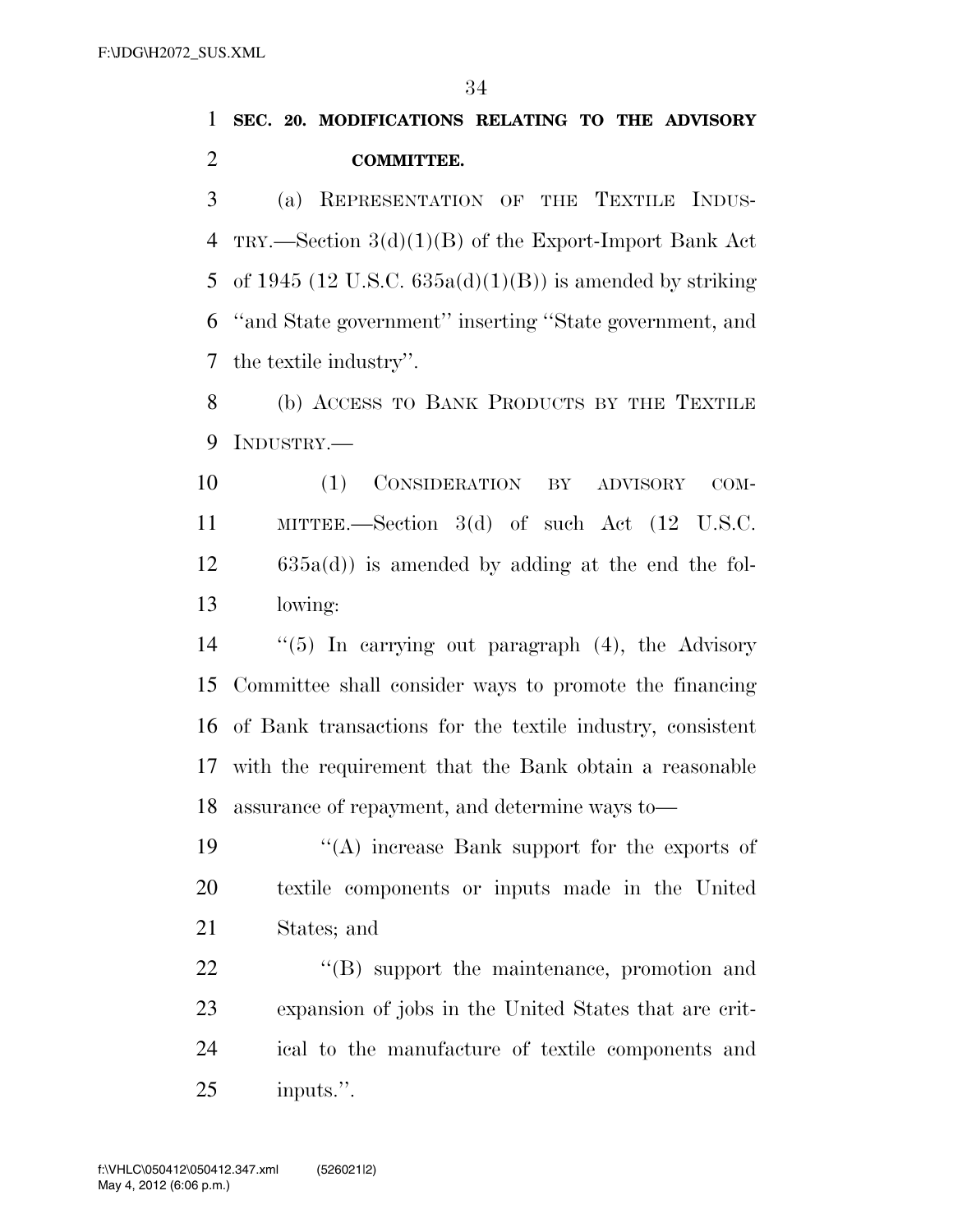**SEC. 20. MODIFICATIONS RELATING TO THE ADVISORY COMMITTEE.**

(a) REPRESENTATION OF THE TEXTILE INDUSTRY.—Section 3(d)(1)(B) of the Export-Import Bank Act of 1945 (12 U.S.C. 635a(d)(1)(B)) is amended by striking ''and State government'' inserting ''State government, and the textile industry''.

(b) ACCESS TO BANK PRODUCTS BY THE TEXTILE INDUSTRY.—

(1) CONSIDERATION BY ADVISORY COMMITTEE.—Section 3(d) of such Act (12 U.S.C. 635a(d)) is amended by adding at the end the following:

''(5) In carrying out paragraph (4), the Advisory Committee shall consider ways to promote the financing of Bank transactions for the textile industry, consistent with the requirement that the Bank obtain a reasonable assurance of repayment, and determine ways to—

''(A) increase Bank support for the exports of textile components or inputs made in the United States; and

''(B) support the maintenance, promotion and expansion of jobs in the United States that are critical to the manufacture of textile components and inputs.''.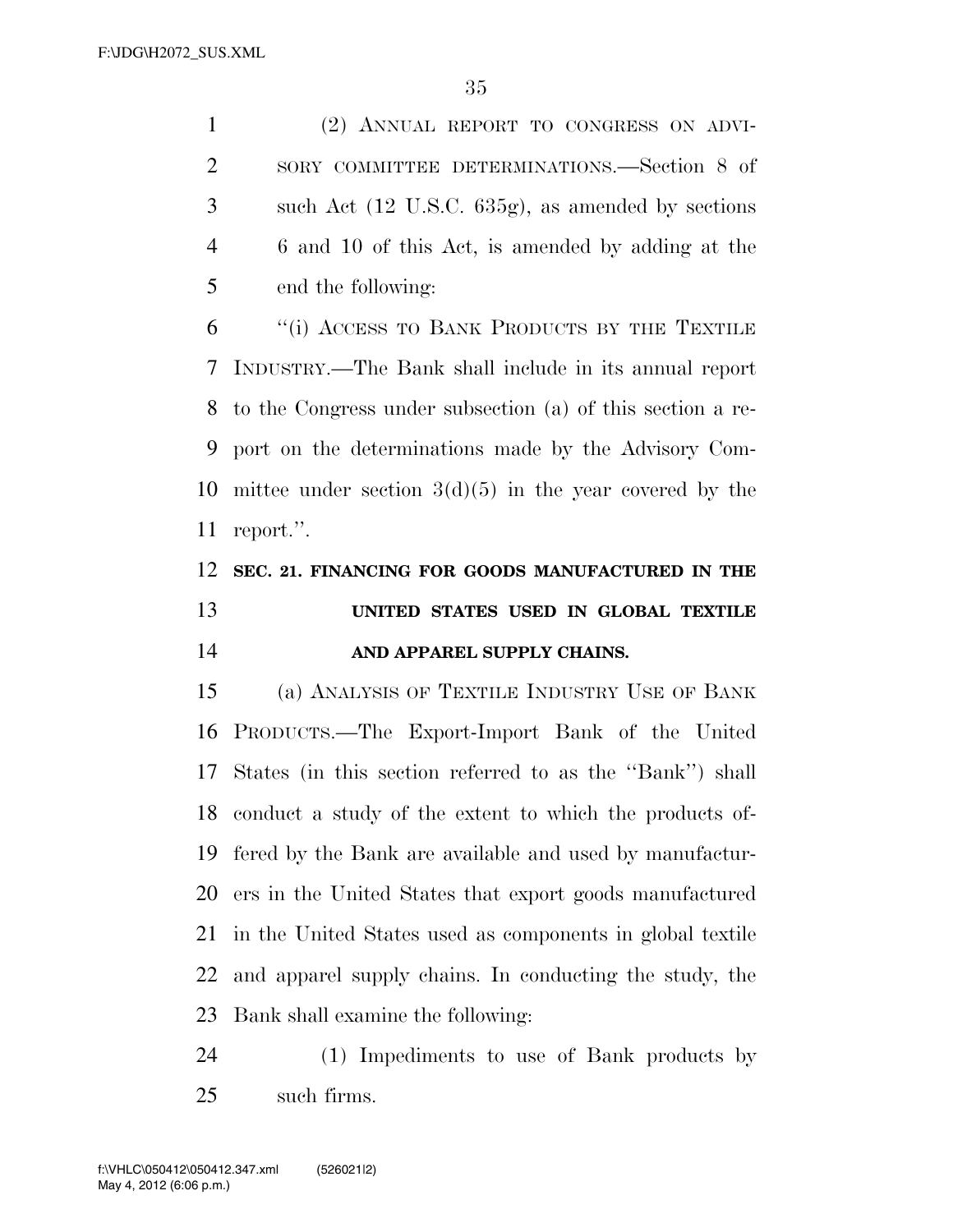(2) ANNUAL REPORT TO CONGRESS ON ADVISORY COMMITTEE DETERMINATIONS.—Section 8 of such Act (12 U.S.C. 635g), as amended by sections 6 and 10 of this Act, is amended by adding at the end the following:

''(i) ACCESS TO BANK PRODUCTS BY THE TEXTILE INDUSTRY.—The Bank shall include in its annual report to the Congress under subsection (a) of this section a report on the determinations made by the Advisory Committee under section 3(d)(5) in the year covered by the report.''.

**SEC. 21. FINANCING FOR GOODS MANUFACTURED IN THE UNITED STATES USED IN GLOBAL TEXTILE AND APPAREL SUPPLY CHAINS.**

(a) ANALYSIS OF TEXTILE INDUSTRY USE OF BANK PRODUCTS.—The Export-Import Bank of the United States (in this section referred to as the ''Bank'') shall conduct a study of the extent to which the products offered by the Bank are available and used by manufacturers in the United States that export goods manufactured in the United States used as components in global textile and apparel supply chains. In conducting the study, the Bank shall examine the following:

(1) Impediments to use of Bank products by such firms.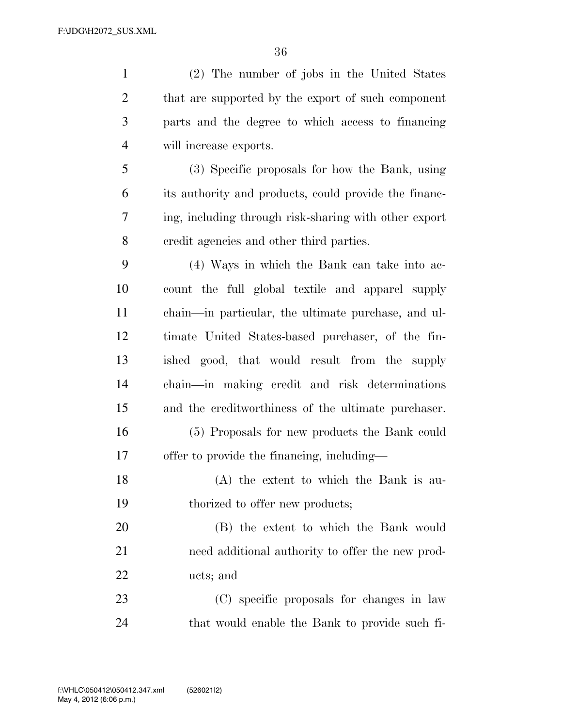(2) The number of jobs in the United States that are supported by the export of such component parts and the degree to which access to financing will increase exports.

(3) Specific proposals for how the Bank, using its authority and products, could provide the financing, including through risk-sharing with other export credit agencies and other third parties.

(4) Ways in which the Bank can take into account the full global textile and apparel supply chain—in particular, the ultimate purchase, and ultimate United States-based purchaser, of the finished good, that would result from the supply chain—in making credit and risk determinations and the creditworthiness of the ultimate purchaser.

(5) Proposals for new products the Bank could offer to provide the financing, including—

(A) the extent to which the Bank is authorized to offer new products;

(B) the extent to which the Bank would need additional authority to offer the new products; and

(C) specific proposals for changes in law that would enable the Bank to provide such fi-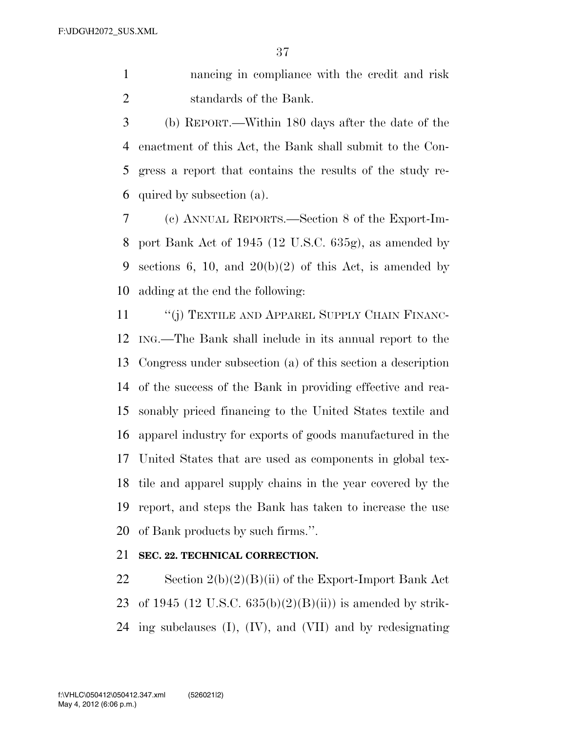nancing in compliance with the credit and risk standards of the Bank.

(b) REPORT.—Within 180 days after the date of the enactment of this Act, the Bank shall submit to the Congress a report that contains the results of the study required by subsection (a).

(c) ANNUAL REPORTS.—Section 8 of the Export-Import Bank Act of 1945 (12 U.S.C. 635g), as amended by sections 6, 10, and 20(b)(2) of this Act, is amended by adding at the end the following:

"(j) TEXTILE AND APPAREL SUPPLY CHAIN FINANCING.—The Bank shall include in its annual report to the Congress under subsection (a) of this section a description of the success of the Bank in providing effective and reasonably priced financing to the United States textile and apparel industry for exports of goods manufactured in the United States that are used as components in global textile and apparel supply chains in the year covered by the report, and steps the Bank has taken to increase the use of Bank products by such firms.".

**SEC. 22. TECHNICAL CORRECTION.**

Section 2(b)(2)(B)(ii) of the Export-Import Bank Act of 1945 (12 U.S.C. 635(b)(2)(B)(ii)) is amended by striking subclauses (I), (IV), and (VII) and by redesignating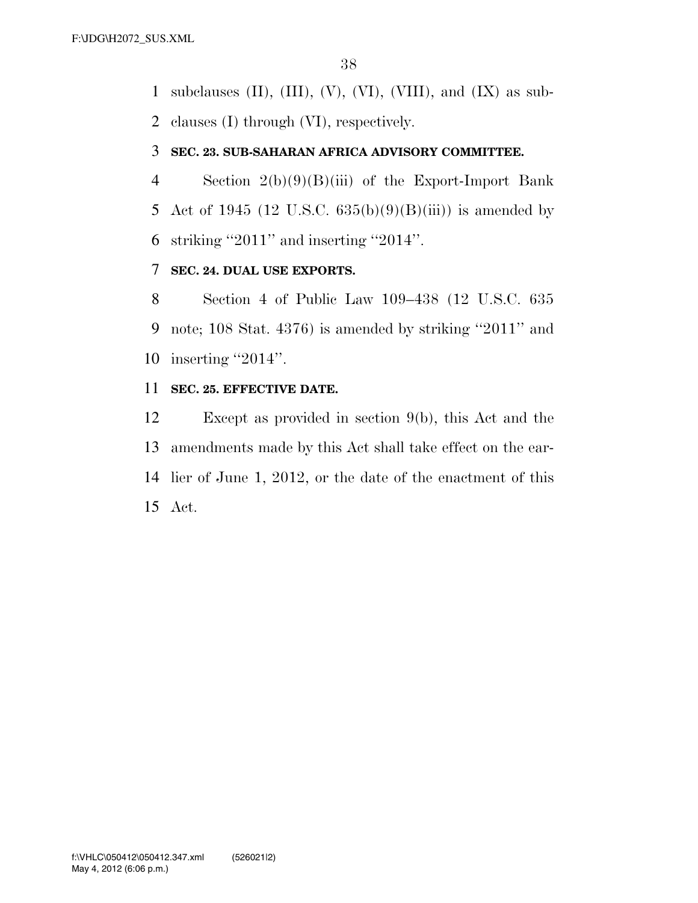subclauses (II), (III), (V), (VI), (VIII), and (IX) as subclauses (I) through (VI), respectively.

**SEC. 23. SUB-SAHARAN AFRICA ADVISORY COMMITTEE.**

Section 2(b)(9)(B)(iii) of the Export-Import Bank Act of 1945 (12 U.S.C. 635(b)(9)(B)(iii)) is amended by striking ''2011'' and inserting ''2014''.

**SEC. 24. DUAL USE EXPORTS.**

Section 4 of Public Law 109–438 (12 U.S.C. 635 note; 108 Stat. 4376) is amended by striking ''2011'' and inserting ''2014''.

**SEC. 25. EFFECTIVE DATE.**

Except as provided in section 9(b), this Act and the amendments made by this Act shall take effect on the earlier of June 1, 2012, or the date of the enactment of this Act.